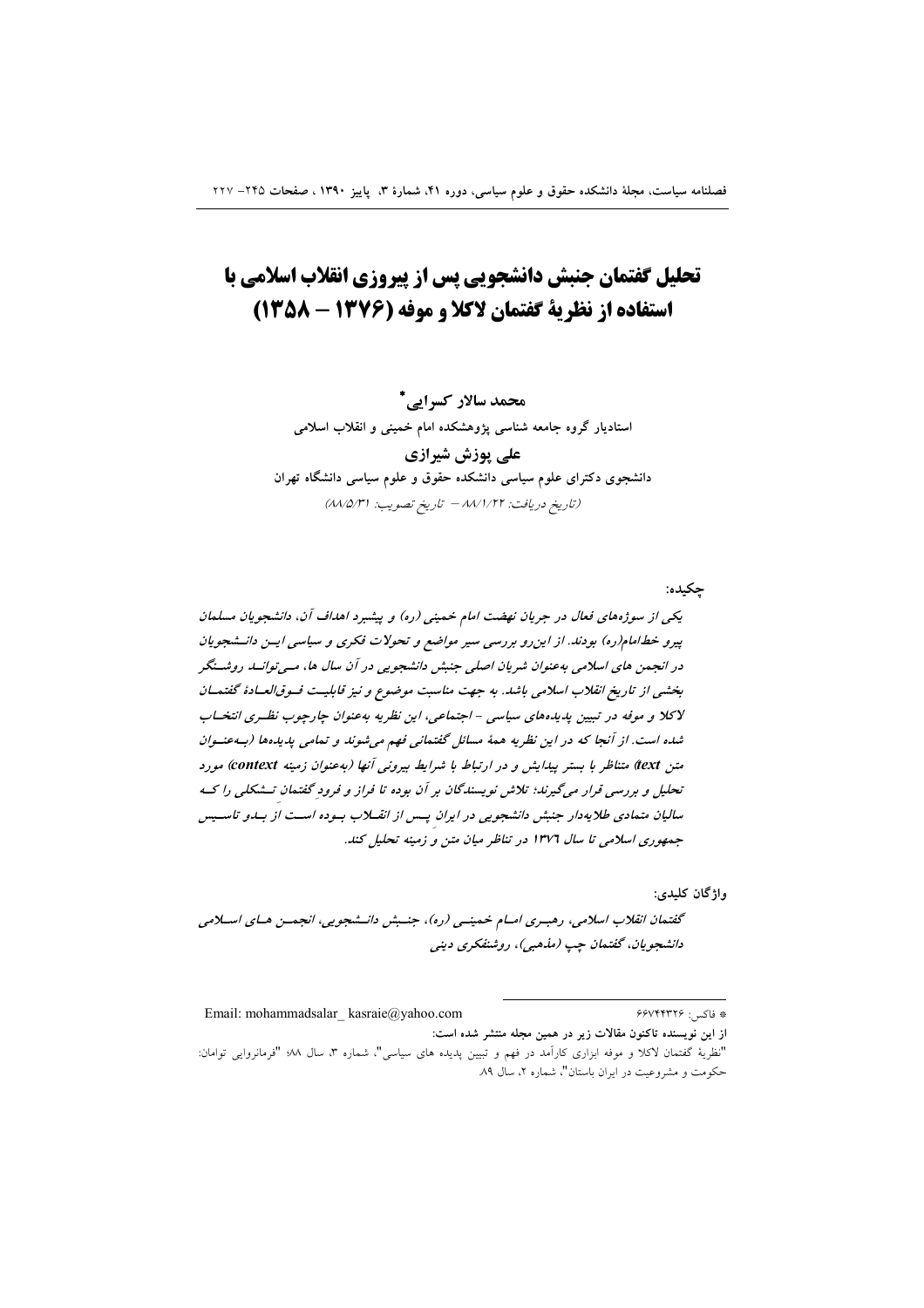# تحلیل گفتمان جنبش دانشجویی پس از پیروزی انقلاب اسلامی با استفاده از نظریهٔ گفتمان لاکلا و موفه (۱۳۷۶ – ۱۳۵۸)

**محمد سالار کسرایی***

استادیار گروه جامعه شناسی پژوهشکده امام خمینی و انقلاب اسلامی

**علی پوزش شیرازی**

دانشجوی دکترای علوم سیاسی دانشکده حقوق و علوم سیاسی دانشگاه تهران

*(تاریخ دریافت: ۸۸/۱/۲۲ – تاریخ تصویب: ۸۸/۵/۳۱)*

**چکیده:**

*یکی از سوژه‌های فعال در جریان نهضت امام خمینی (ره) و پیشبرد اهداف آن، دانشجویان مسلمان پیرو خط‌امام(ره) بودند. از این‌رو بررسی سیر مواضع و تحولات فکری و سیاسی این دانشجویان در انجمن های اسلامی به‌عنوان شریان اصلی جنبش دانشجویی در آن سال ها، می‌تواند روشنگر بخشی از تاریخ انقلاب اسلامی باشد. به جهت مناسبت موضوع و نیز قابلیت فوق‌العادهٔ گفتمان لاکلا و موفه در تبیین پدیده‌های سیاسی – اجتماعی، این نظریه به‌عنوان چارچوب نظری انتخاب شده است. از آنجا که در این نظریه همهٔ مسائل گفتمانی فهم می‌شوند و تمامی پدیده‌ها (به‌عنوان متن text) متناظر با بستر پیدایش و در ارتباط با شرایط بیرونی آنها (به‌عنوان زمینه context) مورد تحلیل و بررسی قرار می‌گیرند؛ تلاش نویسندگان بر آن بوده تا فراز و فرود گفتمان تشکلی را که سالیان متمادی طلایه‌دار جنبش دانشجویی در ایران پس از انقلاب بوده است از بدو تاسیس جمهوری اسلامی تا سال ۱۳۷۶ در تناظر میان متن و زمینه تحلیل کند.*

**واژگان کلیدی:**

*گفتمان انقلاب اسلامی، رهبری امام خمینی (ره)، جنبش دانشجویی، انجمن های اسلامی دانشجویان، گفتمان چپ (مذهبی)، روشنفکری دینی*

---

* فاکس: ۶۶۷۴۴۳۲۶ Email: mohammadsalar_ kasraie@yahoo.com

**از این نویسنده تاکنون مقالات زیر در همین مجله منتشر شده است:**

"نظریهٔ گفتمان لاکلا و موفه ابزاری کارآمد در فهم و تبیین پدیده های سیاسی"، شماره ۳، سال ۸۸؛ "فرمانروایی توامان: حکومت و مشروعیت در ایران باستان"، شماره ۲، سال ۸۹.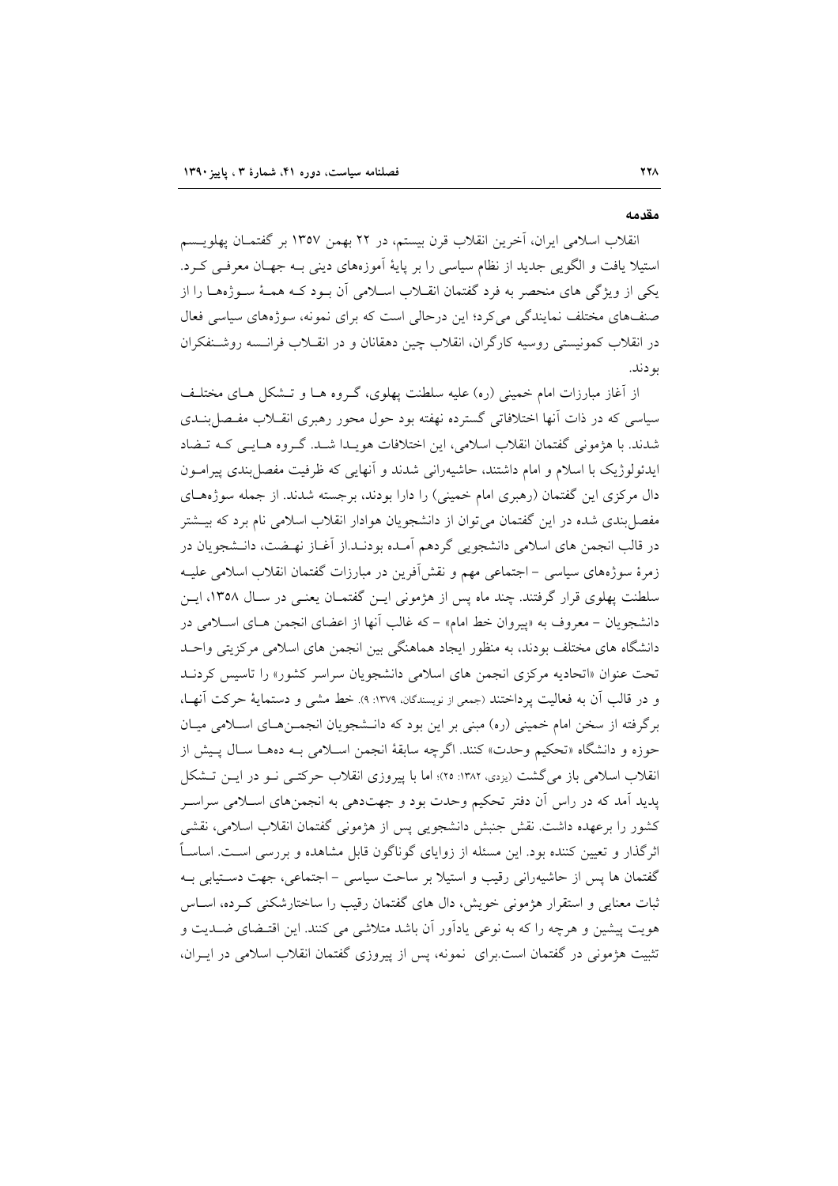## مقدمه

انقلاب اسلامی ایران، آخرین انقلاب قرن بیستم، در ۲۲ بهمن ۱۳۵۷ بر گفتمان پهلویسم استیلا یافت و الگویی جدید از نظام سیاسی را بر پایهٔ آموزه‌های دینی به جهان معرفی کرد. یکی از ویژگی های منحصر به فرد گفتمان انقلاب اسلامی آن بود که همهٔ سوژه‌ها را از صنف‌های مختلف نمایندگی می‌کرد؛ این درحالی است که برای نمونه، سوژه‌های سیاسی فعال در انقلاب کمونیستی روسیه کارگران، انقلاب چین دهقانان و در انقلاب فرانسه روشنفکران بودند.

از آغاز مبارزات امام خمینی (ره) علیه سلطنت پهلوی، گروه ها و تشکل های مختلف سیاسی که در ذات آنها اختلافاتی گسترده نهفته بود حول محور رهبری انقلاب مفصل‌بندی شدند. با هژمونی گفتمان انقلاب اسلامی، این اختلافات هویدا شد. گروه هایی که تضاد ایدئولوژیک با اسلام و امام داشتند، حاشیه‌رانی شدند و آنهایی که ظرفیت مفصل‌بندی پیرامون دال مرکزی این گفتمان (رهبری امام خمینی) را دارا بودند، برجسته شدند. از جمله سوژه‌های مفصل‌بندی شده در این گفتمان می‌توان از دانشجویان هوادار انقلاب اسلامی نام برد که بیشتر در قالب انجمن های اسلامی دانشجویی گردهم آمده بودند.از آغاز نهضت، دانشجویان در زمرهٔ سوژه‌های سیاسی - اجتماعی مهم و نقش‌آفرین در مبارزات گفتمان انقلاب اسلامی علیه سلطنت پهلوی قرار گرفتند. چند ماه پس از هژمونی این گفتمان یعنی در سال ۱۳۵۸، این دانشجویان - معروف به «پیروان خط امام» - که غالب آنها از اعضای انجمن های اسلامی در دانشگاه های مختلف بودند، به منظور ایجاد هماهنگی بین انجمن های اسلامی مرکزیتی واحد تحت عنوان «اتحادیه مرکزی انجمن های اسلامی دانشجویان سراسر کشور» را تاسیس کردند و در قالب آن به فعالیت پرداختند (جمعی از نویسندگان، ۱۳۷۹: ۹). خط مشی و دستمایهٔ حرکت آنها، برگرفته از سخن امام خمینی (ره) مبنی بر این بود که دانشجویان انجمن‌های اسلامی میان حوزه و دانشگاه «تحکیم وحدت» کنند. اگرچه سابقهٔ انجمن اسلامی به دهها سال پیش از انقلاب اسلامی باز می‌گشت (یزدی، ۱۳۸۲: ۲۵)؛ اما با پیروزی انقلاب اسلامی حرکتی نو در این تشکل پدید آمد که در راس آن دفتر تحکیم وحدت بود و جهت‌دهی به انجمن‌های اسلامی سراسر کشور را برعهده داشت. نقش جنبش دانشجویی پس از هژمونی گفتمان انقلاب اسلامی، نقشی اثرگذار و تعیین کننده بود. این مسئله از زوایای گوناگون قابل مشاهده و بررسی است. اساساً گفتمان ها پس از حاشیه‌رانی رقیب و استیلا بر ساحت سیاسی - اجتماعی، جهت دستیابی به ثبات معنایی و استقرار هژمونی خویش، دال های گفتمان رقیب را ساختارشکنی کرده، اساس هویت پیشین و هرچه را که به نوعی یادآور آن باشد متلاشی می کنند. این اقتضای ضدیت و تثبیت هژمونی در گفتمان است.برای نمونه، پس از پیروزی گفتمان انقلاب اسلامی در ایران،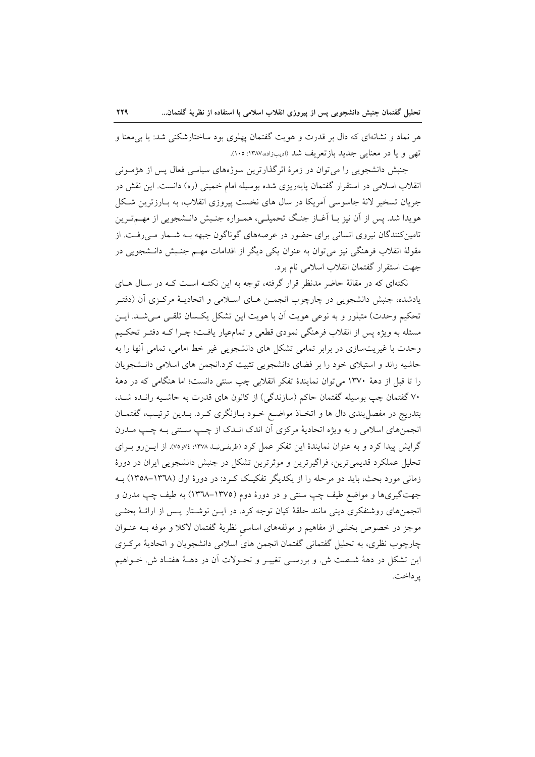هر نماد و نشانه‌ای که دال بر قدرت و هویت گفتمان پهلوی بود ساختارشکنی شد: یا بی‌معنا و تهی و یا در معنایی جدید بازتعریف شد (ادیب‌زاده،۱۳۸۷: ۱۰۵).

جنبش دانشجویی را می‌توان در زمرهٔ اثرگذارترین سوژه‌های سیاسی فعال پس از هژمونی انقلاب اسلامی در استقرار گفتمان پایه‌ریزی شده بوسیله امام خمینی (ره) دانست. این نقش در جریان تسخیر لانهٔ جاسوسی آمریکا در سال های نخست پیروزی انقلاب، به بارزترین شکل هویدا شد. پس از آن نیز با آغاز جنگ تحمیلی، همواره جنبش دانشجویی از مهم‌ترین تامین‌کنندگان نیروی انسانی برای حضور در عرصه‌های گوناگون جبهه به شمار می‌رفت. از مقولهٔ انقلاب فرهنگی نیز می‌توان به عنوان یکی دیگر از اقدامات مهم جنبش دانشجویی در جهت استقرار گفتمان انقلاب اسلامی نام برد.

نکته‌ای که در مقالهٔ حاضر مدنظر قرار گرفته، توجه به این نکته است که در سال های یادشده، جنبش دانشجویی در چارچوب انجمن های اسلامی و اتحادیهٔ مرکزی آن (دفتر تحکیم وحدت) متبلور و به نوعی هویت آن با هویت این تشکل یکسان تلقی می‌شد. این مسئله به ویژه پس از انقلاب فرهنگی نمودی قطعی و تمام‌عیار یافت؛ چرا که دفتر تحکیم وحدت با غیریت‌سازی در برابر تمامی تشکل های دانشجویی غیر خط امامی، تمامی آنها را به حاشیه راند و استیلای خود را بر فضای دانشجویی تثبیت کرد.انجمن های اسلامی دانشجویان را تا قبل از دههٔ ۱۳۷۰ می‌توان نمایندهٔ تفکر انقلابی چپ سنتی دانست؛ اما هنگامی که در دههٔ ۷۰ گفتمان چپ بوسیله گفتمان حاکم (سازندگی) از کانون های قدرت به حاشیه رانده شد، بتدریج در مفصل‌بندی دال ها و اتخاذ مواضع خود بازنگری کرد. بدین ترتیب، گفتمان انجمن‌های اسلامی و به ویژه اتحادیهٔ مرکزی آن اندک اندک از چپ سنتی به چپ مدرن گرایش پیدا کرد و به عنوان نمایندهٔ این تفکر عمل کرد (ظریفی‌نیا، ۱۳۷۸: ۷۴و۷۵). از این‌رو برای تحلیل عملکرد قدیمی‌ترین، فراگیرترین و موثرترین تشکل در جنبش دانشجویی ایران در دورهٔ زمانی مورد بحث، باید دو مرحله را از یکدیگر تفکیک کرد: در دورهٔ اول (۱۳٦۸–۱۳۵۸) به جهت‌گیری‌ها و مواضع طیف چپ سنتی و در دورهٔ دوم (۱۳۷۵–۱۳٦۸) به طیف چپ مدرن و انجمن‌های روشنفکری دینی مانند حلقهٔ کیان توجه کرد. در این نوشتار پس از ارائهٔ بحثی موجز در خصوص بخشی از مفاهیم و مولفه‌های اساسی نظریهٔ گفتمان لاکلا و موفه به عنوان چارچوب نظری، به تحلیل گفتمانی گفتمان انجمن های اسلامی دانشجویان و اتحادیهٔ مرکزی این تشکل در دههٔ شصت ش. و بررسی تغییر و تحولات آن در دههٔ هفتاد ش. خواهیم پرداخت.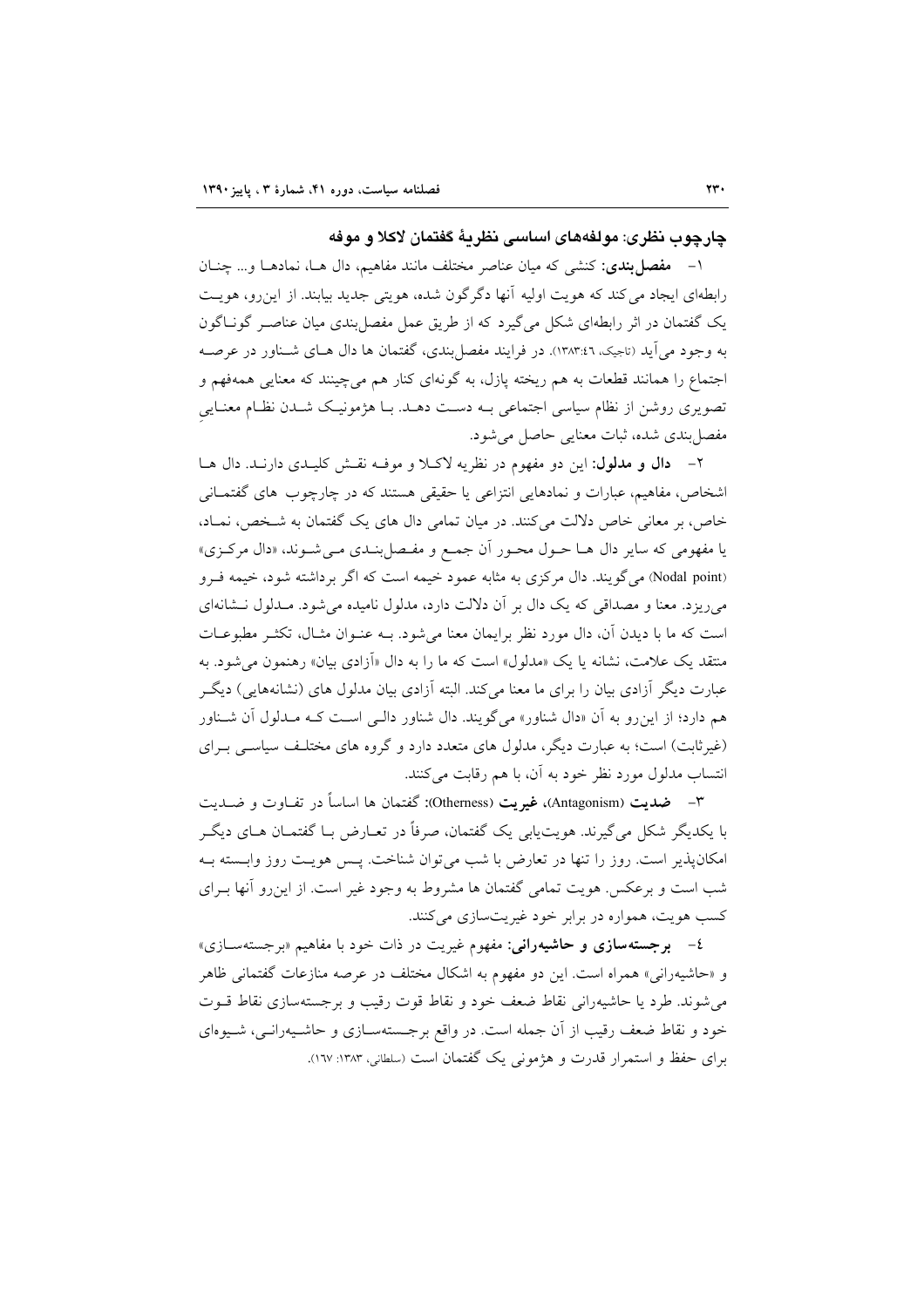## چارچوب نظری: مولفه‌های اساسی نظریهٔ گفتمان لاکلا و موفه

۱- **مفصل‌بندی:** کنشی که میان عناصر مختلف مانند مفاهیم، دال ها، نمادها و... چنان رابطه‌ای ایجاد می کند که هویت اولیه آنها دگرگون شده، هویتی جدید بیابند. از این‌رو، هویت یک گفتمان در اثر رابطه‌ای شکل می‌گیرد که از طریق عمل مفصل‌بندی میان عناصر گوناگون به وجود می‌آید (تاجیک، ۱۳۸۳:٤٦). در فرایند مفصل‌بندی، گفتمان ها دال های شناور در عرصه اجتماع را همانند قطعات به هم ریخته پازل، به گونه‌ای کنار هم می‌چینند که معنایی همه‌فهم و تصویری روشن از نظام سیاسی اجتماعی به دست دهد. با هژمونیک شدن نظام معناییِ مفصل‌بندی شده، ثبات معنایی حاصل می‌شود.

۲- **دال و مدلول:** این دو مفهوم در نظریه لاکلا و موفه نقش کلیدی دارند. دال ها اشخاص، مفاهیم، عبارات و نمادهایی انتزاعی یا حقیقی هستند که در چارچوب های گفتمانی خاص، بر معانی خاص دلالت می‌کنند. در میان تمامی دال های یک گفتمان به شخص، نماد، یا مفهومی که سایر دال ها حول محور آن جمع و مفصل‌بندی می‌شوند، «دال مرکزی» (Nodal point) می‌گویند. دال مرکزی به مثابه عمود خیمه است که اگر برداشته شود، خیمه فرو می‌ریزد. معنا و مصداقی که یک دال بر آن دلالت دارد، مدلول نامیده می‌شود. مدلول نشانه‌ای است که ما با دیدن آن، دال مورد نظر برایمان معنا می‌شود. به عنوان مثال، تکثر مطبوعات منتقد یک علامت، نشانه یا یک «مدلول» است که ما را به دال «آزادی بیان» رهنمون می‌شود. به عبارت دیگر آزادی بیان را برای ما معنا می‌کند. البته آزادی بیان مدلول های (نشانه‌هایی) دیگر هم دارد؛ از این‌رو به آن «دال شناور» می‌گویند. دال شناور دالی است که مدلول آن شناور (غیرثابت) است؛ به عبارت دیگر، مدلول های متعدد دارد و گروه های مختلف سیاسی برای انتساب مدلول مورد نظر خود به آن، با هم رقابت می‌کنند.

۳- **ضدیت (Antagonism)، غیریت (Otherness):** گفتمان ها اساساً در تفاوت و ضدیت با یکدیگر شکل می‌گیرند. هویت‌یابی یک گفتمان، صرفاً در تعارض با گفتمان های دیگر امکان‌پذیر است. روز را تنها در تعارض با شب می‌توان شناخت. پس هویت روز وابسته به شب است و برعکس. هویت تمامی گفتمان ها مشروط به وجود غیر است. از این‌رو آنها برای کسب هویت، همواره در برابر خود غیریت‌سازی می‌کنند.

٤- **برجسته‌سازی و حاشیه‌رانی:** مفهوم غیریت در ذات خود با مفاهیم «برجسته‌سازی» و «حاشیه‌رانی» همراه است. این دو مفهوم به اشکال مختلف در عرصه منازعات گفتمانی ظاهر می‌شوند. طرد یا حاشیه‌رانی نقاط ضعف خود و نقاط قوت رقیب و برجسته‌سازی نقاط قوت خود و نقاط ضعف رقیب از آن جمله است. در واقع برجسته‌سازی و حاشیه‌رانی، شیوه‌ای برای حفظ و استمرار قدرت و هژمونی یک گفتمان است (سلطانی، ۱۳۸۳: ۱٦۷).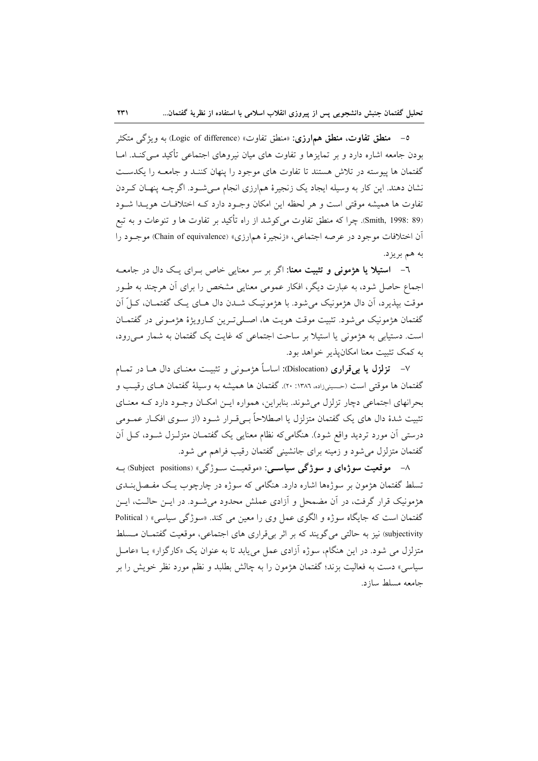۵- **منطق تفاوت، منطق هم‌ارزی:** «منطق تفاوت» (Logic of difference) به ویژگی متکثر بودن جامعه اشاره دارد و بر تمایزها و تفاوت های میان نیروهای اجتماعی تأکید می‌کند. اما گفتمان ها پیوسته در تلاش هستند تا تفاوت های موجود را پنهان کنند و جامعه را یکدست نشان دهند. این کار به وسیله ایجاد یک زنجیرهٔ هم‌ارزی انجام می‌شود. اگرچه پنهان کردن تفاوت ها همیشه موقتی است و هر لحظه این امکان وجود دارد که اختلافات هویدا شود (Smith, 1998: 89). چرا که منطق تفاوت می‌کوشد از راه تأکید بر تفاوت ها و تنوعات و به تبع آن اختلافات موجود در عرصه اجتماعی، «زنجیرهٔ هم‌ارزی» (Chain of equivalence) موجود را به هم بریزد.

۶- **استیلا یا هژمونی و تثبیت معنا:** اگر بر سر معنایی خاص برای یک دال در جامعه اجماع حاصل شود، به عبارت دیگر، افکار عمومی معنایی مشخص را برای آن هرچند به طور موقت بپذیرد، آن دال هژمونیک می‌شود. با هژمونیک شدن دال های یک گفتمان، کلّ آن گفتمان هژمونیک می‌شود. تثبیت موقت هویت ها، اصلی‌ترین کارویژهٔ هژمونی در گفتمان است. دستیابی به هژمونی یا استیلا بر ساحت اجتماعی که غایت یک گفتمان به شمار می‌رود، به کمک تثبیت معنا امکان‌پذیر خواهد بود.

۷- **تزلزل یا بی‌قراری** (Dislocation): اساساً هژمونی و تثبیت معنای دال ها در تمام گفتمان ها موقتی است (حسینی‌زاده، ۱۳۸۶: ۲۰). گفتمان ها همیشه به وسیلهٔ گفتمان های رقیب و بحرانهای اجتماعی دچار تزلزل می‌شوند. بنابراین، همواره این امکان وجود دارد که معنای تثبیت شدهٔ دال های یک گفتمان متزلزل یا اصطلاحاً بی‌قرار شود (از سوی افکار عمومی درستی آن مورد تردید واقع شود). هنگامی‌که نظام معنایی یک گفتمان متزلزل شود، کل آن گفتمان متزلزل می‌شود و زمینه برای جانشینی گفتمان رقیب فراهم می شود.

۸- **موقعیت سوژه‌ای و سوژگی سیاسی:** «موقعیت سوژگی» (Subject positions) به تسلط گفتمان هژمون بر سوژه‌ها اشاره دارد. هنگامی که سوژه در چارچوب یک مفصل‌بندی هژمونیک قرار گرفت، در آن مضمحل و آزادی عملش محدود می‌شود. در این حالت، این گفتمان است که جایگاه سوژه و الگوی عمل وی را معین می کند. «سوژگی سیاسی» ( Political subjectivity) نیز به حالتی می‌گویند که بر اثر بی‌قراری های اجتماعی، موقعیت گفتمان مسلط متزلزل می شود. در این هنگام، سوژه آزادی عمل می‌یابد تا به عنوان یک «کارگزار» یا «عامل سیاسی» دست به فعالیت بزند؛ گفتمان هژمون را به چالش بطلبد و نظم مورد نظر خویش را بر جامعه مسلط سازد.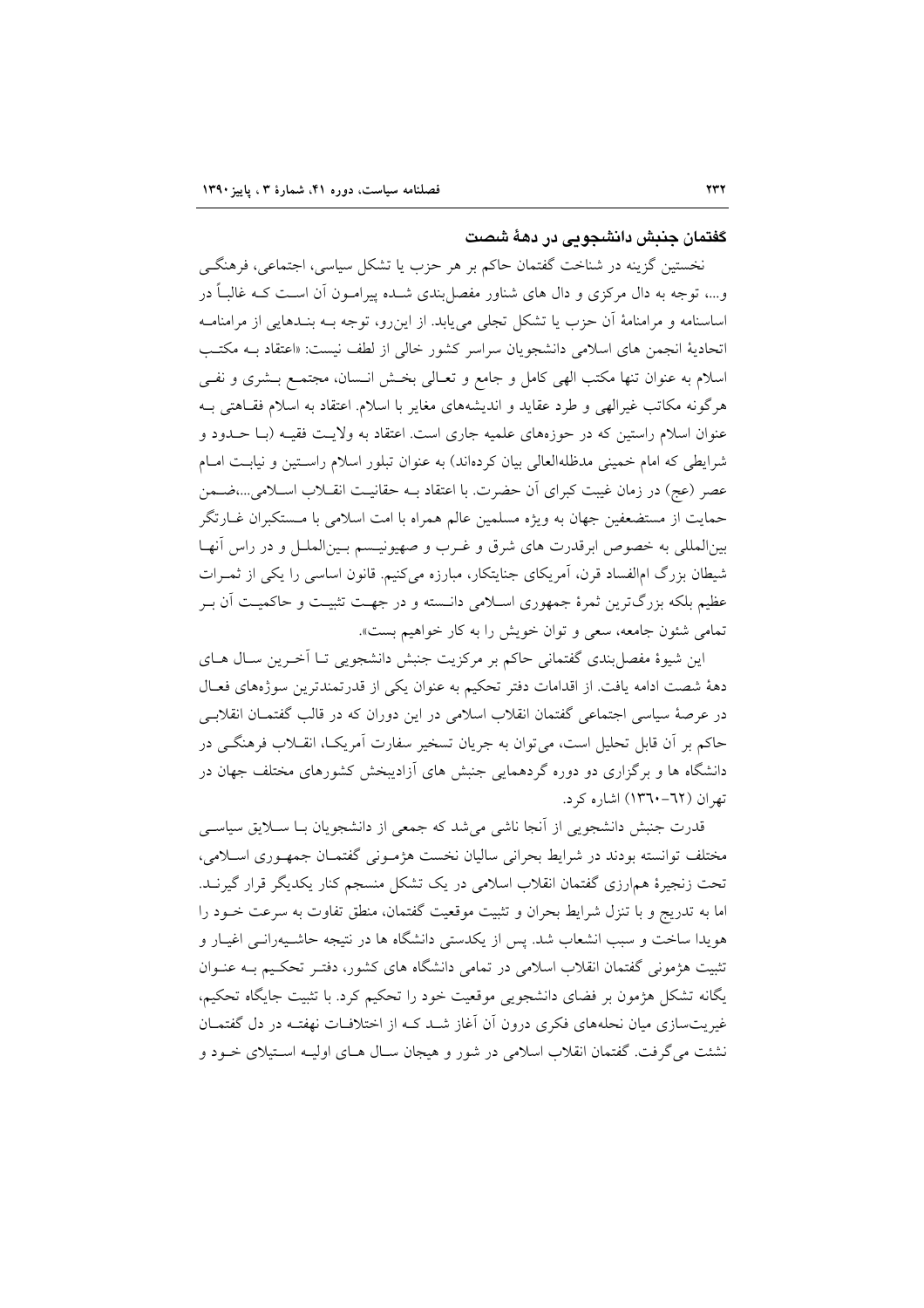### گفتمان جنبش دانشجویی در دههٔ شصت

نخستین گزینه در شناخت گفتمان حاکم بر هر حزب یا تشکل سیاسی، اجتماعی، فرهنگی و...، توجه به دال مرکزی و دال های شناور مفصل‌بندی شده پیرامون آن است که غالباً در اساسنامه و مرامنامهٔ آن حزب یا تشکل تجلی می‌یابد. از این‌رو، توجه به بندهایی از مرامنامه اتحادیهٔ انجمن های اسلامی دانشجویان سراسر کشور خالی از لطف نیست: «اعتقاد به مکتب اسلام به عنوان تنها مکتب الهی کامل و جامع و تعالی بخش انسان، مجتمع بشری و نفی هرگونه مکاتب غیرالهی و طرد عقاید و اندیشه‌های مغایر با اسلام. اعتقاد به اسلام فقاهتی به عنوان اسلام راستین که در حوزه‌های علمیه جاری است. اعتقاد به ولایت فقیه (با حدود و شرایطی که امام خمینی مدظله‌العالی بیان کرده‌اند) به عنوان تبلور اسلام راستین و نیابت امام عصر (عج) در زمان غیبت کبرای آن حضرت. با اعتقاد به حقانیت انقلاب اسلامی...،ضمن حمایت از مستضعفین جهان به ویژه مسلمین عالم همراه با امت اسلامی با مستکبران غارتگر بین‌المللی به خصوص ابرقدرت های شرق و غرب و صهیونیسم بین‌الملل و در راس آنها شیطان بزرگ ام‌الفساد قرن، آمریکای جنایتکار، مبارزه می‌کنیم. قانون اساسی را یکی از ثمرات عظیم بلکه بزرگ‌ترین ثمرهٔ جمهوری اسلامی دانسته و در جهت تثبیت و حاکمیت آن بر تمامی شئون جامعه، سعی و توان خویش را به کار خواهیم بست».

این شیوهٔ مفصل‌بندی گفتمانی حاکم بر مرکزیت جنبش دانشجویی تا آخرین سال های دههٔ شصت ادامه یافت. از اقدامات دفتر تحکیم به عنوان یکی از قدرتمندترین سوژه‌های فعال در عرصهٔ سیاسی اجتماعی گفتمان انقلاب اسلامی در این دوران که در قالب گفتمان انقلابی حاکم بر آن قابل تحلیل است، می‌توان به جریان تسخیر سفارت آمریکا، انقلاب فرهنگی در دانشگاه ها و برگزاری دو دوره گردهمایی جنبش های آزادیبخش کشورهای مختلف جهان در تهران (٦٢-١٣٦٠) اشاره کرد.

قدرت جنبش دانشجویی از آنجا ناشی می‌شد که جمعی از دانشجویان با سلایق سیاسی مختلف توانسته بودند در شرایط بحرانی سالیان نخست هژمونی گفتمان جمهوری اسلامی، تحت زنجیرهٔ هم‌ارزی گفتمان انقلاب اسلامی در یک تشکل منسجم کنار یکدیگر قرار گیرند. اما به تدریج و با تنزل شرایط بحران و تثبیت موقعیت گفتمان، منطق تفاوت به سرعت خود را هویدا ساخت و سبب انشعاب شد. پس از یکدستی دانشگاه ها در نتیجه حاشیه‌رانی اغیار و تثبیت هژمونی گفتمان انقلاب اسلامی در تمامی دانشگاه های کشور، دفتر تحکیم به عنوان یگانه تشکل هژمون بر فضای دانشجویی موقعیت خود را تحکیم کرد. با تثبیت جایگاه تحکیم، غیریت‌سازی میان نحله‌های فکری درون آن آغاز شد که از اختلافات نهفته در دل گفتمان نشئت می‌گرفت. گفتمان انقلاب اسلامی در شور و هیجان سال های اولیه استیلای خود و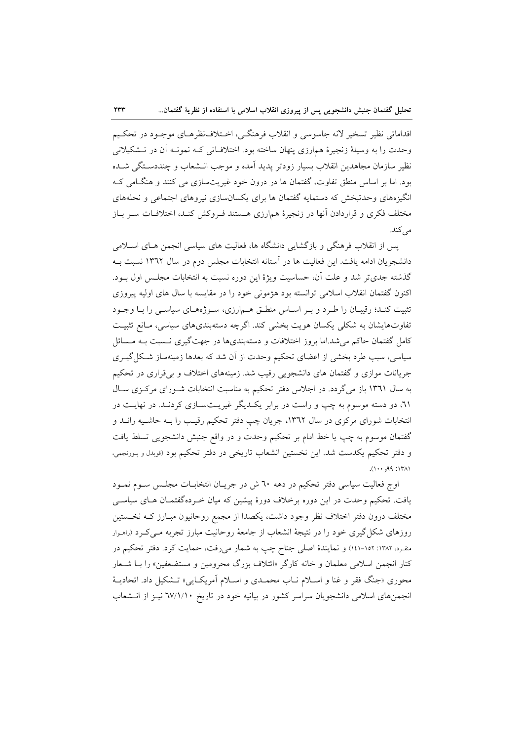اقداماتی نظیر تسخیر لانه جاسوسی و انقلاب فرهنگی، اختلاف‌نظرهای موجود در تحکیم وحدت را به وسیلهٔ زنجیرهٔ هم‌ارزی پنهان ساخته بود. اختلافاتی کـه نمونـه آن در تـشکیلاتی نظیر سازمان مجاهدین انقلاب بسیار زودتر پدید آمده و موجب انـشعاب و چنددستگی شـده بود. اما بر اساس منطق تفاوت، گفتمان ها در درون خود غیریت‌سازی می کنند و هنگـامی کـه انگیزه‌های وحدت‌بخش که دستمایه گفتمان ها برای یکسان‌سازی نیروهای اجتماعی و نحله‌های مختلف فکری و قراردادن آنها در زنجیرهٔ هم‌ارزی هـستند فـروکش کنـد، اختلافـات سـر بـاز می‌کند.

پس از انقلاب فرهنگی و بازگشایی دانشگاه ها، فعالیت های سیاسی انجمن هـای اسـلامی دانشجویان ادامه یافت. این فعالیت ها در آستانه انتخابات مجلس دوم در سال ۱۳۶۲ نسبت بـه گذشته جدی‌تر شد و علت آن، حساسیت ویژهٔ این دوره نسبت به انتخابات مجلـس اول بـود. اکنون گفتمان انقلاب اسلامی توانسته بود هژمونی خود را در مقایسه با سال های اولیه پیروزی تثبیت کنـد؛ رقیبـان را طـرد و بـر اسـاس منطـق هـم‌ارزی، سـوژه‌هـای سیاسـی را بـا وجـود تفاوت‌هایشان به شکلی یکسان هویت بخشی کند. اگرچه دسته‌بندی‌های سیاسی، مـانع تثبیـت کامل گفتمان حاکم می‌شد.اما بروز اختلافات و دسته‌بندی‌ها در جهت‌گیری نـسبت بـه مـسائل سیاسی، سبب طرد بخشی از اعضای تحکیم وحدت از آن شد که بعدها زمینه‌ساز شـکل‌گیـری جریانات موازی و گفتمان های دانشجویی رقیب شد. زمینه‌های اختلاف و بی‌قراری در تحکیم به سال ۱۳۶۱ باز می‌گردد. در اجلاس دفتر تحکیم به مناسبت انتخابات شـورای مرکـزی سـال ۶۱، دو دسته موسوم به چپ و راست در برابر یکـدیگر غیریـت‌سـازی کردنـد. در نهایـت در انتخابات شورای مرکزی در سال ۱۳۶۲، جریان چپِ دفتر تحکیم رقیـب را بـه حاشـیه رانـد و گفتمان موسوم به چپ یا خط امام بر تحکیم وحدت و در واقع جنبش دانشجویی تسلط یافت و دفتر تحکیم یکدست شد. این نخستین انشعاب تاریخی در دفتر تحکیم بود (قویدل و پورنجمی، ۱۳۸۱: ۹۹و۱۰۰).

اوج فعالیت سیاسی دفتر تحکیم در دهه ۶۰ ش در جریـان انتخابـات مجلـس سـوم نمـود یافت. تحکیم وحدت در این دوره برخلاف دورهٔ پیشین که میان خـرده‌گفتمـان هـای سیاسـی مختلف درون دفتر اختلاف نظر وجود داشت، یکصدا از مجمع روحانیون مبـارز کـه نخـستین روزهای شکل‌گیری خود را در نتیجهٔ انشعاب از جامعهٔ روحانیت مبارز تجربه مـی‌کـرد (راهوار منفرد، ۱۳۸۲: ۱۵۲-۱۴۱) و نمایندهٔ اصلی جناح چپ به شمار می‌رفت، حمایت کرد. دفتر تحکیم در کنار انجمن اسلامی معلمان و خانه کارگر «ائتلاف بزرگ محرومین و مستضعفین» را بـا شـعار محوری «جنگ فقر و غنا و اسـلام نـاب محمـدی و اسـلام آمریکـایی» تـشکیل داد. اتحادیـهٔ انجمن‌های اسلامی دانشجویان سراسر کشور در بیانیه خود در تاریخ ۶۷/۱/۱۰ نیـز از انـشعاب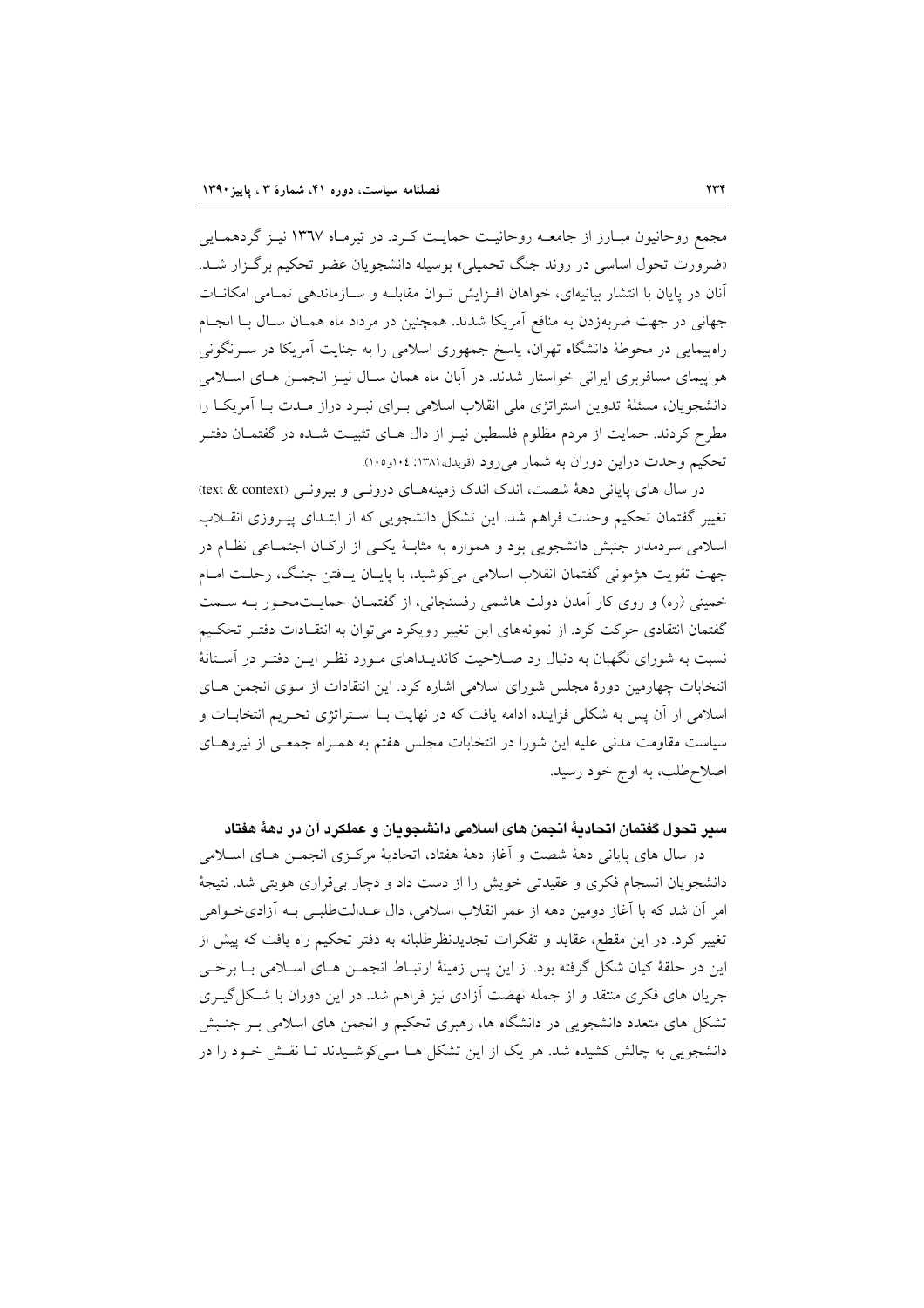مجمع روحانیون مبارز از جامعه روحانیت حمایت کرد. در تیرماه ١٣٦٧ نیز گردهمایی «ضرورت تحول اساسی در روند جنگ تحمیلی» بوسیله دانشجویان عضو تحکیم برگزار شد. آنان در پایان با انتشار بیانیه‌ای، خواهان افزایش توان مقابله و سازماندهی تمامی امکانات جهانی در جهت ضربه‌زدن به منافع آمریکا شدند. همچنین در مرداد ماه همان سال با انجام راهپیمایی در محوطهٔ دانشگاه تهران، پاسخ جمهوری اسلامی را به جنایت آمریکا در سرنگونی هواپیمای مسافربری ایرانی خواستار شدند. در آبان ماه همان سال نیز انجمن های اسلامی دانشجویان، مسئلهٔ تدوین استراتژی ملی انقلاب اسلامی برای نبرد دراز مدت با آمریکا را مطرح کردند. حمایت از مردم مظلوم فلسطین نیز از دال های تثبیت شده در گفتمان دفتر تحکیم وحدت دراین دوران به شمار می‌رود (قویدل،١٣٨١: ١٠٤و١٠٥).

در سال های پایانی دههٔ شصت، اندک اندک زمینه‌های درونی و بیرونی (text & context) تغییر گفتمان تحکیم وحدت فراهم شد. این تشکل دانشجویی که از ابتدای پیروزی انقلاب اسلامی سردمدار جنبش دانشجویی بود و همواره به مثابهٔ یکی از ارکان اجتماعی نظام در جهت تقویت هژمونی گفتمان انقلاب اسلامی می‌کوشید، با پایان یافتن جنگ، رحلت امام خمینی (ره) و روی کار آمدن دولت هاشمی رفسنجانی، از گفتمان حمایت‌محور به سمت گفتمان انتقادی حرکت کرد. از نمونه‌های این تغییر رویکرد می‌توان به انتقادات دفتر تحکیم نسبت به شورای نگهبان به دنبال رد صلاحیت کاندیداهای مورد نظر این دفتر در آستانهٔ انتخابات چهارمین دورهٔ مجلس شورای اسلامی اشاره کرد. این انتقادات از سوی انجمن های اسلامی از آن پس به شکلی فزاینده ادامه یافت که در نهایت با استراتژی تحریم انتخابات و سیاست مقاومت مدنی علیه این شورا در انتخابات مجلس هفتم به همراه جمعی از نیروهای اصلاح‌طلب، به اوج خود رسید.

### سیر تحول گفتمان اتحادیهٔ انجمن های اسلامی دانشجویان و عملکرد آن در دههٔ هفتاد

در سال های پایانی دههٔ شصت و آغاز دههٔ هفتاد، اتحادیهٔ مرکزی انجمن های اسلامی دانشجویان انسجام فکری و عقیدتی خویش را از دست داد و دچار بی‌قراری هویتی شد. نتیجهٔ امر آن شد که با آغاز دومین دهه از عمر انقلاب اسلامی، دال عدالت‌طلبی به آزادی‌خواهی تغییر کرد. در این مقطع، عقاید و تفکرات تجدیدنظرطلبانه به دفتر تحکیم راه یافت که پیش از این در حلقهٔ کیان شکل گرفته بود. از این پس زمینهٔ ارتباط انجمن های اسلامی با برخی جریان های فکری منتقد و از جمله نهضت آزادی نیز فراهم شد. در این دوران با شکل‌گیری تشکل های متعدد دانشجویی در دانشگاه ها، رهبری تحکیم و انجمن های اسلامی بر جنبش دانشجویی به چالش کشیده شد. هر یک از این تشکل ها می‌کوشیدند تا نقش خود را در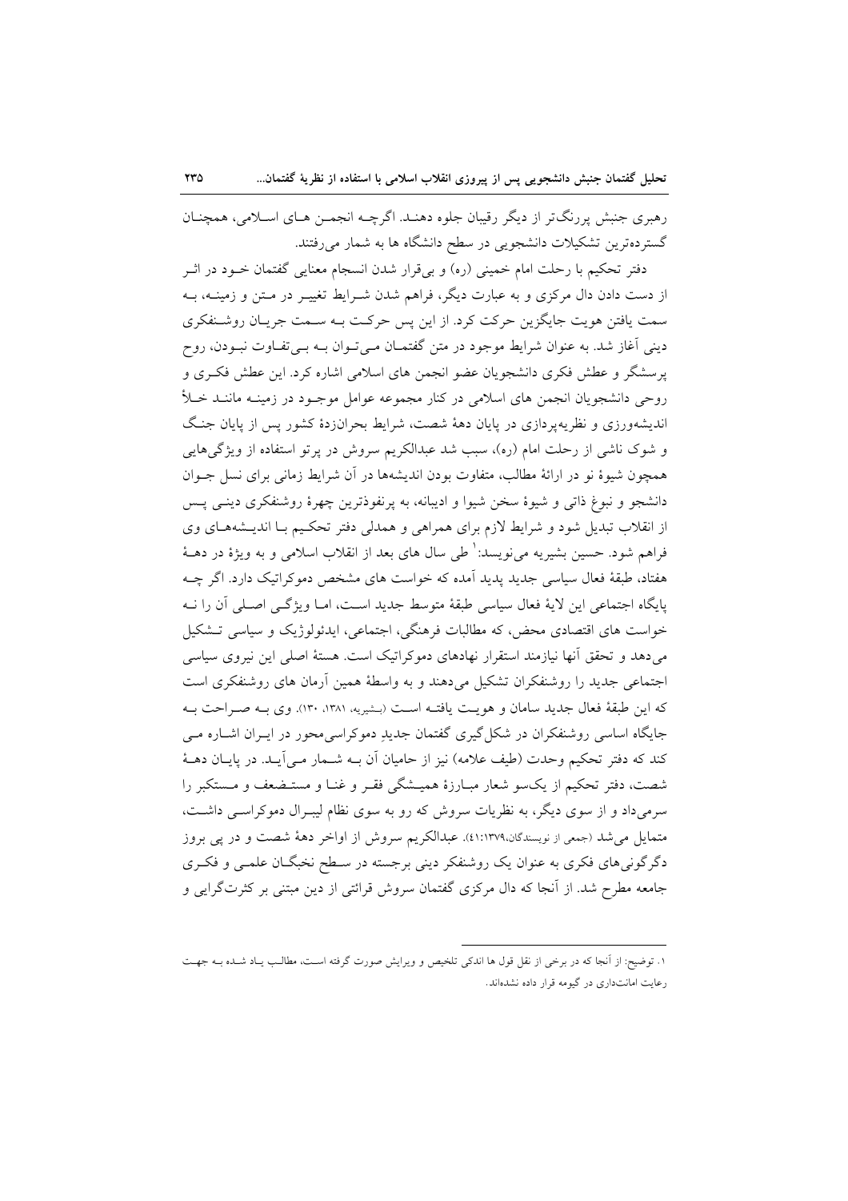رهبری جنبش پررنگ‌تر از دیگر رقیبان جلوه دهنـد. اگرچـه انجمـن هـای اسـلامی، همچنـان گسترده‌ترین تشکیلات دانشجویی در سطح دانشگاه ها به شمار می‌رفتند.

دفتر تحکیم با رحلت امام خمینی (ره) و بی‌قرار شدن انسجام معنایی گفتمان خـود در اثـر از دست دادن دال مرکزی و به عبارت دیگر، فراهم شدن شـرایط تغییـر در مـتن و زمینـه، بـه سمت یافتن هویت جایگزین حرکت کرد. از این پس حرکـت بـه سـمت جریـان روشـنفکری دینی آغاز شد. به عنوان شرایط موجود در متن گفتمـان مـی‌تـوان بـه بـی‌تفـاوت نبـودن، روح پرسشگر و عطش فکری دانشجویان عضو انجمن های اسلامی اشاره کرد. این عطش فکـری و روحی دانشجویان انجمن های اسلامی در کنار مجموعه عوامل موجـود در زمینـه ماننـد خـلأ اندیشه‌ورزی و نظریه‌پردازی در پایان دهۀ شصت، شرایط بحران‌زدۀ کشور پس از پایان جنـگ و شوک ناشی از رحلت امام (ره)، سبب شد عبدالکریم سروش در پرتو استفاده از ویژگی‌هایی همچون شیوۀ نو در ارائۀ مطالب، متفاوت بودن اندیشه‌ها در آن شرایط زمانی برای نسل جـوان دانشجو و نبوغ ذاتی و شیوۀ سخن شیوا و ادیبانه، به پرنفوذترین چهرۀ روشنفکری دینـی پـس از انقلاب تبدیل شود و شرایط لازم برای همراهی و همدلی دفتر تحکـیم بـا اندیـشه‌هـای وی فراهم شود. حسین بشیریه می‌نویسد:[1] طی سال های بعد از انقلاب اسلامی و به ویژۀ در دهـۀ هفتاد، طبقۀ فعال سیاسی جدید پدید آمده که خواست های مشخص دموکراتیک دارد. اگر چـه پایگاه اجتماعی این لایۀ فعال سیاسی طبقۀ متوسط جدید اسـت، امـا ویژگـی اصـلی آن را نـه خواست های اقتصادی محض، که مطالبات فرهنگی، اجتماعی، ایدئولوژیک و سیاسی تـشکیل می‌دهد و تحقق آنها نیازمند استقرار نهادهای دموکراتیک است. هستۀ اصلی این نیروی سیاسی اجتماعی جدید را روشنفکران تشکیل می‌دهند و به واسطۀ همین آرمان های روشنفکری است که این طبقۀ فعال جدید سامان و هویـت یافتـه اسـت (بشیریه، ۱۳۸۱، ۱۳۰). وی بـه صـراحت بـه جایگاه اساسی روشنفکران در شکل‌گیری گفتمان جدیدِ دموکراسی‌محور در ایـران اشـاره مـی کند که دفتر تحکیم وحدت (طیف علامه) نیز از حامیان آن بـه شـمار مـی‌آیـد. در پایـان دهـۀ شصت، دفتر تحکیم از یک‌سو شعار مبـارزۀ همیـشگی فقـر و غنـا و مستـضعف و مـستکبر را سرمی‌داد و از سوی دیگر، به نظریات سروش که رو به سوی نظام لیبـرال دموکراسـی داشـت، متمایل می‌شد (جمعی از نویسندگان،۱۳۷۹:٤۱). عبدالکریم سروش از اواخر دهۀ شصت و در پی بروز دگرگونی‌های فکری به عنوان یک روشنفکر دینی برجسته در سـطح نخبگـان علمـی و فکـری جامعه مطرح شد. از آنجا که دال مرکزی گفتمان سروش قرائتی از دین مبتنی بر کثرت‌گرایی و

---

۱. توضیح: از آنجا که در برخی از نقل قول ها اندکی تلخیص و ویرایش صورت گرفته است، مطالـب یـاد شـده بـه جهـت رعایت امانت‌داری در گیومه قرار داده نشده‌اند.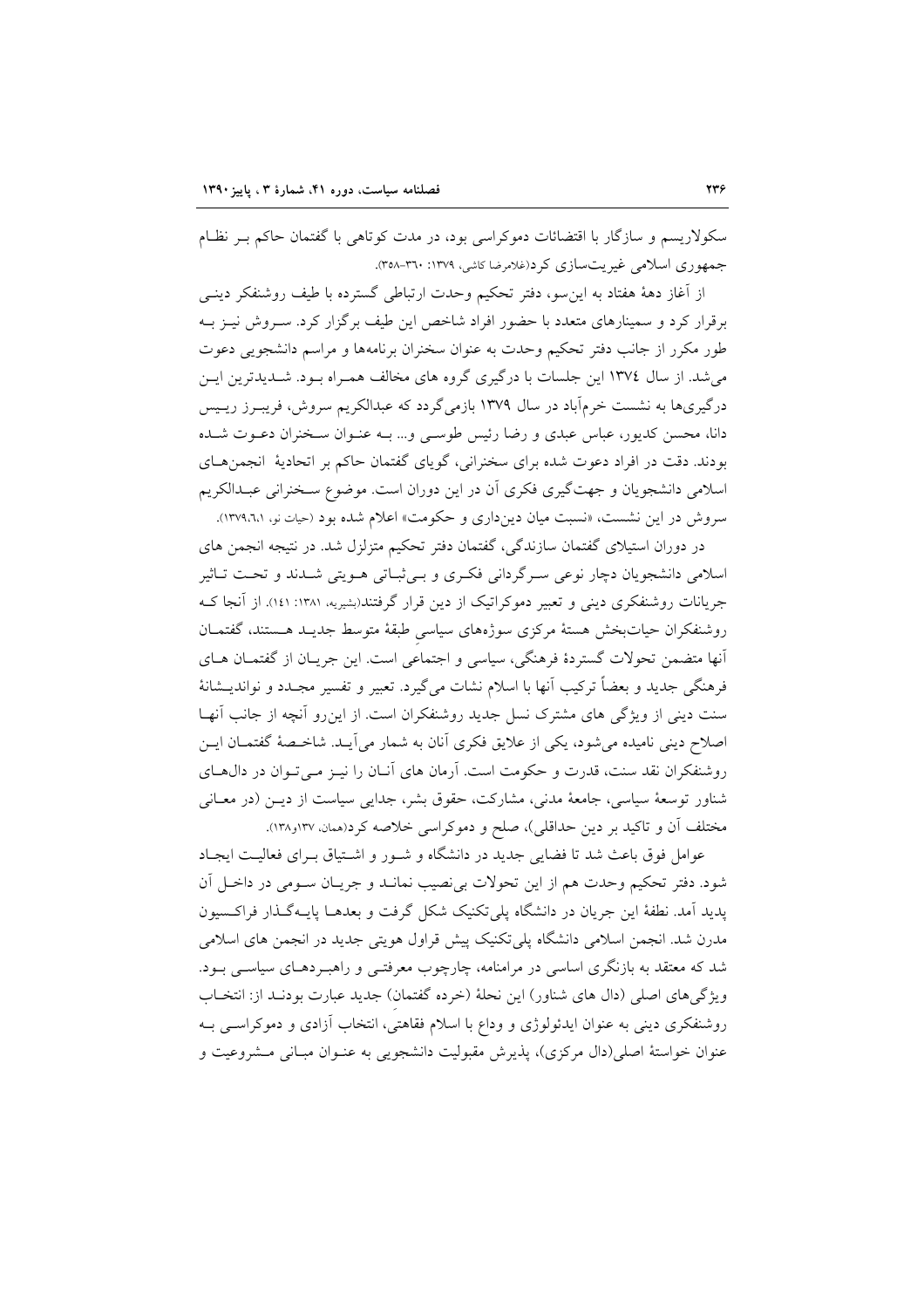سکولاریسم و سازگار با اقتضائات دموکراسی بود، در مدت کوتاهی با گفتمان حاکم بـر نظـام جمهوری اسلامی غیریت‌سازی کرد(غلامرضا کاشی، ۱۳۷۹: ۳۶۰-۳۵۸).

از آغاز دههٔ هفتاد به این‌سو، دفتر تحکیم وحدت ارتباطی گسترده با طیف روشنفکر دینـی برقرار کرد و سمینارهای متعدد با حضور افراد شاخص این طیف برگزار کرد. سـروش نیـز بـه طور مکرر از جانب دفتر تحکیم وحدت به عنوان سخنران برنامه‌ها و مراسم دانشجویی دعوت می‌شد. از سال ۱۳۷٤ این جلسات با درگیری گروه های مخالف همـراه بـود. شـدیدترین ایـن درگیری‌ها به نشست خرم‌آباد در سال ۱۳۷۹ بازمی‌گردد که عبدالکریم سروش، فریبـرز رییـس دانا، محسن کدیور، عباس عبدی و رضا رئیس طوسـی و... بـه عنـوان سـخنران دعـوت شـده بودند. دقت در افراد دعوت شده برای سخنرانی، گویای گفتمان حاکم بر اتحادیهٔ انجمن‌هـای اسلامی دانشجویان و جهت‌گیری فکری آن در این دوران است. موضوع سـخنرانی عبـدالکریم سروش در این نشست، «نسبت میان دین‌داری و حکومت» اعلام شده بود (حیات نو، ۱۳۷۹،٦،۱).

در دوران استیلای گفتمان سازندگی، گفتمان دفتر تحکیم متزلزل شد. در نتیجه انجمن های اسلامی دانشجویان دچار نوعی سـرگردانی فکـری و بـی‌ثبـاتی هـویتی شـدند و تحـت تـاثیر جریانات روشنفکری دینی و تعبیر دموکراتیک از دین قرار گرفتند(بشیریه، ۱۳۸۱: ۱٤۱). از آنجا کـه روشنفکران حیات‌بخش هستهٔ مرکزی سوژه‌های سیاسیِ طبقهٔ متوسط جدیـد هـستند، گفتمـان آنها متضمن تحولات گستردهٔ فرهنگی، سیاسی و اجتماعی است. این جریـان از گفتمـان هـای فرهنگی جدید و بعضاً ترکیب آنها با اسلام نشات می‌گیرد. تعبیر و تفسیر مجـدد و نواندیـشانهٔ سنت دینی از ویژگی های مشترک نسل جدید روشنفکران است. از این‌رو آنچه از جانب آنهـا اصلاح دینی نامیده می‌شود، یکی از علایق فکری آنان به شمار می‌آیـد. شاخـصهٔ گفتمـان ایـن روشنفکران نقد سنت، قدرت و حکومت است. آرمان های آنـان را نیـز مـی‌تـوان در دال‌هـای شناور توسعهٔ سیاسی، جامعهٔ مدنی، مشارکت، حقوق بشر، جدایی سیاست از دیـن (در معـانی مختلف آن و تاکید بر دین حداقلی)، صلح و دموکراسی خلاصه کرد(همان، ۱۳۷و۱۳۸).

عوامل فوق باعث شد تا فضایی جدید در دانشگاه و شـور و اشـتیاق بـرای فعالیـت ایجـاد شود. دفتر تحکیم وحدت هم از این تحولات بی‌نصیب نمانـد و جریـان سـومی در داخـل آن پدید آمد. نطفهٔ این جریان در دانشگاه پلی‌تکنیک شکل گرفت و بعدهـا پایـه‌گـذار فراکـسیون مدرن شد. انجمن اسلامی دانشگاه پلی‌تکنیک پیش قراول هویتی جدید در انجمن های اسلامی شد که معتقد به بازنگری اساسی در مرامنامه، چارچوب معرفتـی و راهبـردهـای سیاسـی بـود. ویژگی‌های اصلی (دال های شناور) این نحلهٔ (خرده گفتمانِ) جدید عبارت بودنـد از: انتخـاب روشنفکری دینی به عنوان ایدئولوژی و وداع با اسلام فقاهتی، انتخاب آزادی و دموکراسـی بـه عنوان خواستهٔ اصلی(دال مرکزی)، پذیرش مقبولیت دانشجویی به عنـوان مبـانی مـشروعیت و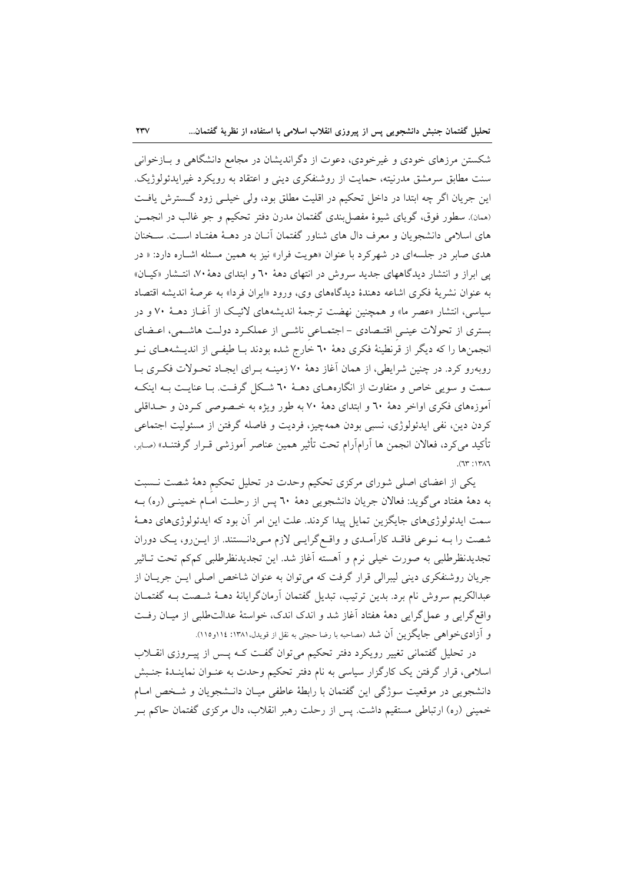شکستن مرزهای خودی و غیرخودی، دعوت از دگراندیشان در مجامع دانشگاهی و بـازخوانی سنت مطابق سرمشق مدرنیته، حمایت از روشنفکری دینی و اعتقاد به رویکرد غیرایدئولوژیک. این جریان اگر چه ابتدا در داخل تحکیم در اقلیت مطلق بود، ولی خیلـی زود گـسترش یافـت (همان). سطور فوق، گویای شیوهٔ مفصل‌بندی گفتمان مدرن دفتر تحکیم و جو غالب در انجمـن های اسلامی دانشجویان و معرف دال های شناور گفتمان آنـان در دهـهٔ هفتـاد اسـت. سـخنان هدی صابر در جلسه‌ای در شهرکرد با عنوان «هویت فرار» نیز به همین مسئله اشـاره دارد: « در پی ابراز و انتشار دیدگاههای جدید سروش در انتهای دهۀ ٦٠ و ابتدای دهۀ ٧٠، انتـشار «کیـان» به عنوان نشریهٔ فکری اشاعه دهندهٔ دیدگاه‌های وی، ورود «ایران فردا» به عرصهٔ اندیشه اقتصاد سیاسی، انتشار «عصر ما» و همچنین نهضت ترجمهٔ اندیشه‌های لائیـک از آغـاز دهـهٔ ٧٠ و در بستری از تحولات عینـیِ اقتـصادی - اجتمـاعیِ ناشـی از عملکـرد دولـت هاشـمی، اعـضای انجمن‌ها را که دیگر از قرنطینهٔ فکری دهۀ ٦٠ خارج شده بودند بـا طیفـی از اندیـشه‌هـای نـو روبه‌رو کرد. در چنین شرایطی، از همان آغاز دهۀ ٧٠ زمینـه بـرای ایجـاد تحـولات فکـری بـا سمت و سویی خاص و متفاوت از انگاره‌هـای دهـهٔ ٦٠ شـکل گرفـت. بـا عنایـت بـه اینکـه آموزه‌های فکری اواخر دهۀ ٦٠ و ابتدای دهۀ ٧٠ به طور ویژه به خـصوصی کـردن و حـداقلی کردن دین، نفی ایدئولوژی، نسبی بودن همه‌چیز، فردیت و فاصله گرفتن از مسئولیت اجتماعی تأکید می‌کرد، فعالان انجمن ها آرام‌آرام تحت تأثیر همین عناصر آموزشی قـرار گرفتنـد» (صابر، ١٣٨٦: ٦٣).

یکی از اعضای اصلی شورای مرکزی تحکیم وحدت در تحلیل تحکیمِ دهۀ شصت نـسبت به دهۀ هفتاد می‌گوید: فعالان جریان دانشجویی دهۀ ٦٠ پس از رحلـت امـام خمینـی (ره) بـه سمت ایدئولوژی‌های جایگزین تمایل پیدا کردند. علت این امر آن بود که ایدئولوژی‌های دهـهٔ شصت را بـه نـوعی فاقـد کارآمـدی و واقـع‌گرایـی لازم مـی‌دانـستند. از ایـن‌رو، یـک دوران تجدیدنظرطلبی به صورت خیلی نرم و آهسته آغاز شد. این تجدیدنظرطلبی کم‌کم تحت تـاثیر جریان روشنفکری دینی لیبرالی قرار گرفت که می‌توان به عنوان شاخص اصلی ایـن جریـان از عبدالکریم سروش نام برد. بدین ترتیب، تبدیل گفتمان آرمان‌گرایانهٔ دهـهٔ شـصت بـه گفتمـان واقع‌گرایی و عمل‌گرایی دهۀ هفتاد آغاز شد و اندک اندک، خواستهٔ عدالت‌طلبی از میـان رفـت و آزادی‌خواهی جایگزین آن شد (مصاحبه با رضا حجتی به نقل از قویدل،١٣٨١: ١١٤و١١٥).

در تحلیل گفتمانی تغییر رویکرد دفتر تحکیم می‌توان گفـت کـه پـس از پیـروزی انقـلاب اسلامی، قرار گرفتن یک کارگزار سیاسی به نام دفتر تحکیم وحدت به عنـوان نماینـدهٔ جنـبش دانشجویی در موقعیت سوژگی این گفتمان با رابطهٔ عاطفی میـان دانـشجویان و شـخص امـام خمینی (ره) ارتباطی مستقیم داشت. پس از رحلت رهبر انقلاب، دال مرکزی گفتمان حاکم بـر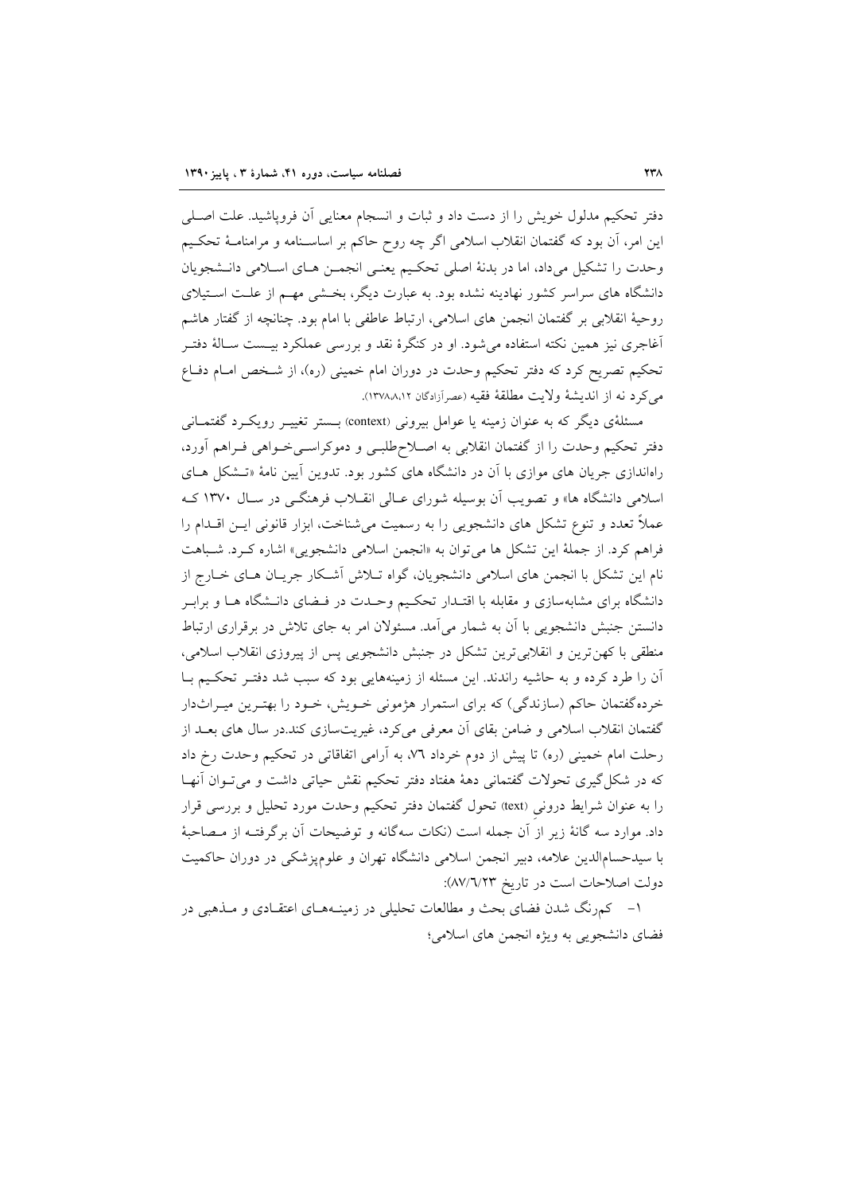دفتر تحکیم مدلول خویش را از دست داد و ثبات و انسجام معنایی آن فروپاشید. علت اصلی این امر، آن بود که گفتمان انقلاب اسلامی اگر چه روح حاکم بر اساسنامه و مرامنامهٔ تحکیم وحدت را تشکیل می‌داد، اما در بدنهٔ اصلی تحکیم یعنی انجمن های اسلامی دانشجویان دانشگاه های سراسر کشور نهادینه نشده بود. به عبارت دیگر، بخشی مهم از علت استیلای روحیهٔ انقلابی بر گفتمان انجمن های اسلامی، ارتباط عاطفی با امام بود. چنانچه از گفتار هاشم آغاجری نیز همین نکته استفاده می‌شود. او در کنگرهٔ نقد و بررسی عملکرد بیست سالهٔ دفتر تحکیم تصریح کرد که دفتر تحکیم وحدت در دوران امام خمینی (ره)، از شخص امام دفاع می‌کرد نه از اندیشهٔ ولایت مطلقهٔ فقیه (عصرآزادگان ۱۳۷۸،۸،۱۲).

مسئلهٔ دیگر که به عنوان زمینه یا عوامل بیرونی (context) بستر تغییر رویکرد گفتمانی دفتر تحکیم وحدت را از گفتمان انقلابی به اصلاح‌طلبی و دموکراسی‌خواهی فراهم آورد، راه‌اندازی جریان های موازی با آن در دانشگاه های کشور بود. تدوین آیین نامهٔ «تشکل های اسلامی دانشگاه ها» و تصویب آن بوسیله شورای عالی انقلاب فرهنگی در سال ۱۳۷۰ که عملاً تعدد و تنوع تشکل های دانشجویی را به رسمیت می‌شناخت، ابزار قانونی این اقدام را فراهم کرد. از جملهٔ این تشکل ها می‌توان به «انجمن اسلامی دانشجویی» اشاره کرد. شباهت نام این تشکل با انجمن های اسلامی دانشجویان، گواه تلاش آشکار جریان های خارج از دانشگاه برای مشابه‌سازی و مقابله با اقتدار تحکیم وحدت در فضای دانشگاه ها و برابر دانستن جنبش دانشجویی با آن به شمار می‌آمد. مسئولان امر به جای تلاش در برقراری ارتباط منطقی با کهن‌ترین و انقلابی‌ترین تشکل در جنبش دانشجویی پس از پیروزی انقلاب اسلامی، آن را طرد کرده و به حاشیه راندند. این مسئله از زمینه‌هایی بود که سبب شد دفتر تحکیم با خرده‌گفتمان حاکم (سازندگی) که برای استمرار هژمونی خویش، خود را بهترین میراث‌دار گفتمان انقلاب اسلامی و ضامن بقای آن معرفی می‌کرد، غیریت‌سازی کند.در سال های بعد از رحلت امام خمینی (ره) تا پیش از دوم خرداد ۷۶، به آرامی اتفاقاتی در تحکیم وحدت رخ داد که در شکل‌گیری تحولات گفتمانی دههٔ هفتاد دفتر تحکیم نقش حیاتی داشت و می‌توان آنها را به عنوان شرایط درونی (text) تحول گفتمان دفتر تحکیم وحدت مورد تحلیل و بررسی قرار داد. موارد سه گانهٔ زیر از آن جمله است (نکات سه‌گانه و توضیحات آن برگرفته از مصاحبهٔ با سیدحسام‌الدین علامه، دبیر انجمن اسلامی دانشگاه تهران و علوم‌پزشکی در دوران حاکمیت دولت اصلاحات است در تاریخ ۸۷/۶/۲۳):

۱- کم‌رنگ شدن فضای بحث و مطالعات تحلیلی در زمینه‌های اعتقادی و مذهبی در فضای دانشجویی به ویژه انجمن های اسلامی؛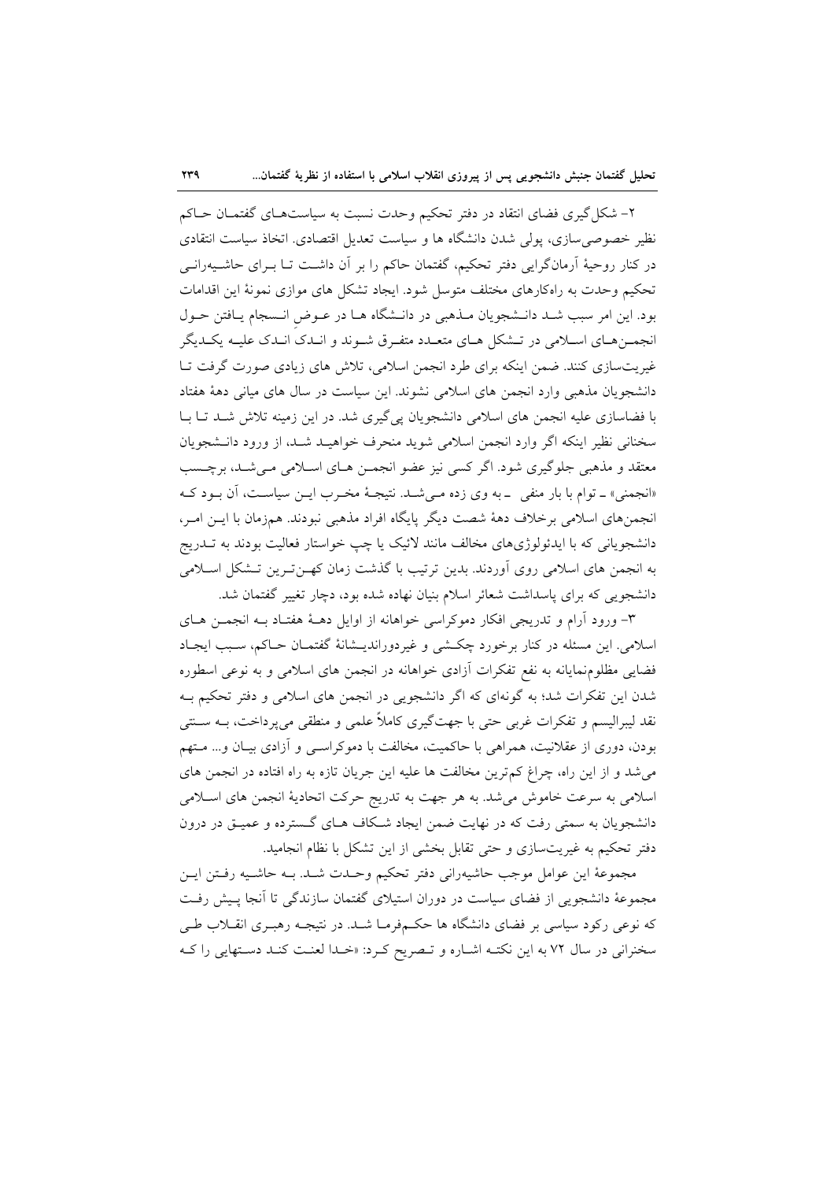۲- شکل‌گیری فضای انتقاد در دفتر تحکیم وحدت نسبت به سیاست‌های گفتمان حاکم نظیر خصوصی‌سازی، پولی شدن دانشگاه ها و سیاست تعدیل اقتصادی. اتخاذ سیاست انتقادی در کنار روحیهٔ آرمان‌گرایی دفتر تحکیم، گفتمان حاکم را بر آن داشت تا برای حاشیه‌رانی تحکیم وحدت به راه‌کارهای مختلف متوسل شود. ایجاد تشکل های موازی نمونهٔ این اقدامات بود. این امر سبب شد دانشجویان مذهبی در دانشگاه ها در عوضِ انسجام یافتن حول انجمن‌های اسلامی در تشکل های متعدد متفرق شوند و اندک اندک علیه یکدیگر غیریت‌سازی کنند. ضمن اینکه برای طرد انجمن اسلامی، تلاش های زیادی صورت گرفت تا دانشجویان مذهبی وارد انجمن های اسلامی نشوند. این سیاست در سال های میانی دههٔ هفتاد با فضاسازی علیه انجمن های اسلامی دانشجویان پی‌گیری شد. در این زمینه تلاش شد تا با سخنانی نظیر اینکه اگر وارد انجمن اسلامی شوید منحرف خواهید شد، از ورود دانشجویان معتقد و مذهبی جلوگیری شود. اگر کسی نیز عضو انجمن های اسلامی می‌شد، برچسب «انجمنی» ـ توام با بار منفی ـ به وی زده می‌شد. نتیجهٔ مخرب این سیاست، آن بود که انجمن‌های اسلامی برخلاف دههٔ شصت دیگر پایگاه افراد مذهبی نبودند. هم‌زمان با این امر، دانشجویانی که با ایدئولوژی‌های مخالف مانند لائیک یا چپ خواستار فعالیت بودند به تدریج به انجمن های اسلامی روی آوردند. بدین ترتیب با گذشت زمان کهن‌ترین تشکل اسلامی دانشجویی که برای پاسداشت شعائر اسلام بنیان نهاده شده بود، دچار تغییر گفتمان شد.

۳- ورود آرام و تدریجی افکار دموکراسی خواهانه از اوایل دههٔ هفتاد به انجمن های اسلامی. این مسئله در کنار برخورد چکشی و غیردوراندیشانهٔ گفتمان حاکم، سبب ایجاد فضایی مظلوم‌نمایانه به نفع تفکرات آزادی خواهانه در انجمن های اسلامی و به نوعی اسطوره شدن این تفکرات شد؛ به گونه‌ای که اگر دانشجویی در انجمن های اسلامی و دفتر تحکیم به نقد لیبرالیسم و تفکرات غربی حتی با جهت‌گیری کاملاً علمی و منطقی می‌پرداخت، به سنتی بودن، دوری از عقلانیت، همراهی با حاکمیت، مخالفت با دموکراسی و آزادی بیان و... متهم می‌شد و از این راه، چراغ کم‌ترین مخالفت ها علیه این جریان تازه به راه افتاده در انجمن های اسلامی به سرعت خاموش می‌شد. به هر جهت به تدریج حرکت اتحادیهٔ انجمن های اسلامی دانشجویان به سمتی رفت که در نهایت ضمن ایجاد شکاف های گسترده و عمیق در درون دفتر تحکیم به غیریت‌سازی و حتی تقابل بخشی از این تشکل با نظام انجامید.

مجموعهٔ این عوامل موجب حاشیه‌رانی دفتر تحکیم وحدت شد. به حاشیه رفتن این مجموعهٔ دانشجویی از فضای سیاست در دوران استیلای گفتمان سازندگی تا آنجا پیش رفت که نوعی رکود سیاسی بر فضای دانشگاه ها حکم‌فرما شد. در نتیجه رهبری انقلاب طی سخنرانی در سال ۷۲ به این نکته اشاره و تصریح کرد: «خدا لعنت کند دستهایی را که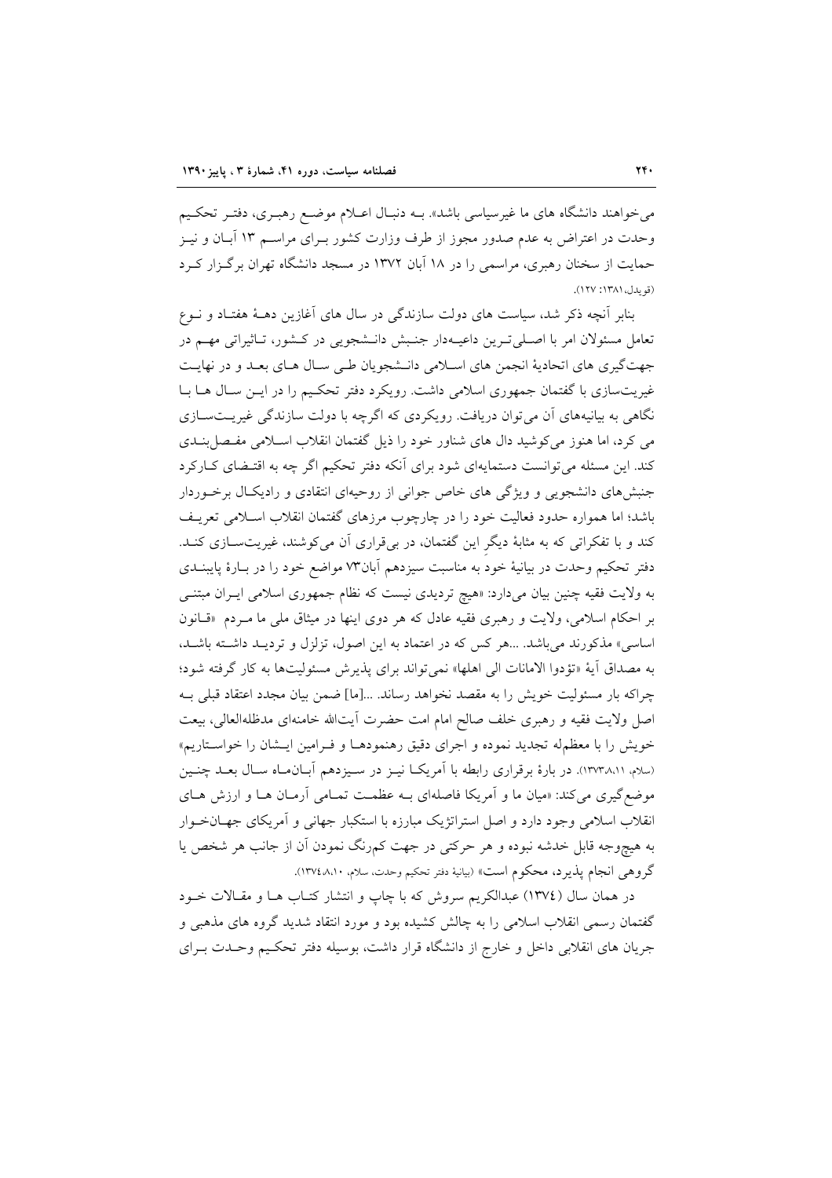می‌خواهند دانشگاه های ما غیرسیاسی باشد». بـه دنبـال اعـلام موضـع رهبـری، دفتـر تحکـیم وحدت در اعتراض به عدم صدور مجوز از طرف وزارت کشور بـرای مراسـم ۱۳ آبـان و نیـز حمایت از سخنان رهبری، مراسمی را در ۱۸ آبان ۱۳۷۲ در مسجد دانشگاه تهران برگـزار کـرد (قویدل،۱۳۸۱: ۱۲۷).

بنابر آنچه ذکر شد، سیاست های دولت سازندگی در سال های آغازین دهـهٔ هفتـاد و نـوع تعامل مسئولان امر با اصـلی‌تـرین داعیـه‌دار جنـبش دانـشجویی در کـشور، تـاثیراتی مهـم در جهت‌گیری های اتحادیهٔ انجمن های اسـلامی دانـشجویان طـی سـال هـای بعـد و در نهایـت غیریت‌سازی با گفتمان جمهوری اسلامی داشت. رویکرد دفتر تحکـیم را در ایـن سـال هـا بـا نگاهی به بیانیه‌های آن می‌توان دریافت. رویکردی که اگرچه با دولت سازندگی غیریـت‌سـازی می کرد، اما هنوز می‌کوشید دال های شناور خود را ذیل گفتمان انقلاب اسـلامی مفـصل‌بنـدی کند. این مسئله می‌توانست دستمایه‌ای شود برای آنکه دفتر تحکیم اگر چه به اقتـضای کـارکرد جنبش‌های دانشجویی و ویژگی های خاص جوانی از روحیه‌ای انتقادی و رادیکـال برخـوردار باشد؛ اما همواره حدود فعالیت خود را در چارچوب مرزهای گفتمان انقلاب اسـلامی تعریـف کند و با تفکراتی که به مثابهٔ دیگرِ این گفتمان، در بی‌قراری آن می‌کوشند، غیریت‌سـازی کنـد. دفتر تحکیم وحدت در بیانیهٔ خود به مناسبت سیزدهم آبان۷۳ مواضع خود را در بـارهٔ پایبنـدی به ولایت فقیه چنین بیان می‌دارد: «هیچ تردیدی نیست که نظام جمهوری اسلامی ایـران مبتنـی بر احکام اسلامی، ولایت و رهبری فقیه عادل که هر دوی اینها در میثاق ملی ما مـردم «قـانون اساسی» مذکورند می‌باشد. ...هر کس که در اعتماد به این اصول، تزلزل و تردیـد داشـته باشـد، به مصداق آیهٔ «تؤدوا الامانات الی اهلها» نمی‌تواند برای پذیرش مسئولیت‌ها به کار گرفته شود؛ چراکه بار مسئولیت خویش را به مقصد نخواهد رساند. ...[ما] ضمن بیان مجدد اعتقاد قبلی بـه اصل ولایت فقیه و رهبری خلف صالح امام امت حضرت آیت‌الله خامنه‌ای مدظله‌العالی، بیعت خویش را با معظم‌له تجدید نموده و اجرای دقیق رهنمودهـا و فـرامین ایـشان را خواسـتاریم» (سلام، ۱۳۷۳،۸،۱۱). در بارهٔ برقراری رابطه با آمریکـا نیـز در سـیزدهم آبـان‌مـاه سـال بعـد چنـین موضع‌گیری می‌کند: «میان ما و آمریکا فاصله‌ای بـه عظمـت تمـامی آرمـان هـا و ارزش هـای انقلاب اسلامی وجود دارد و اصل استراتژیک مبارزه با استکبار جهانی و آمریکای جهـان‌خـوار به هیچ‌وجه قابل خدشه نبوده و هر حرکتی در جهت کم‌رنگ نمودن آن از جانب هر شخص یا گروهی انجام پذیرد، محکوم است» (بیانیهٔ دفتر تحکیم وحدت، سلام، ۱۳۷٤،۸،۱۰).

در همان سال (۱۳۷٤) عبدالکریم سروش که با چاپ و انتشار کتـاب هـا و مقـالات خـود گفتمان رسمی انقلاب اسلامی را به چالش کشیده بود و مورد انتقاد شدید گروه های مذهبی و جریان های انقلابی داخل و خارج از دانشگاه قرار داشت، بوسیله دفتر تحکـیم وحـدت بـرای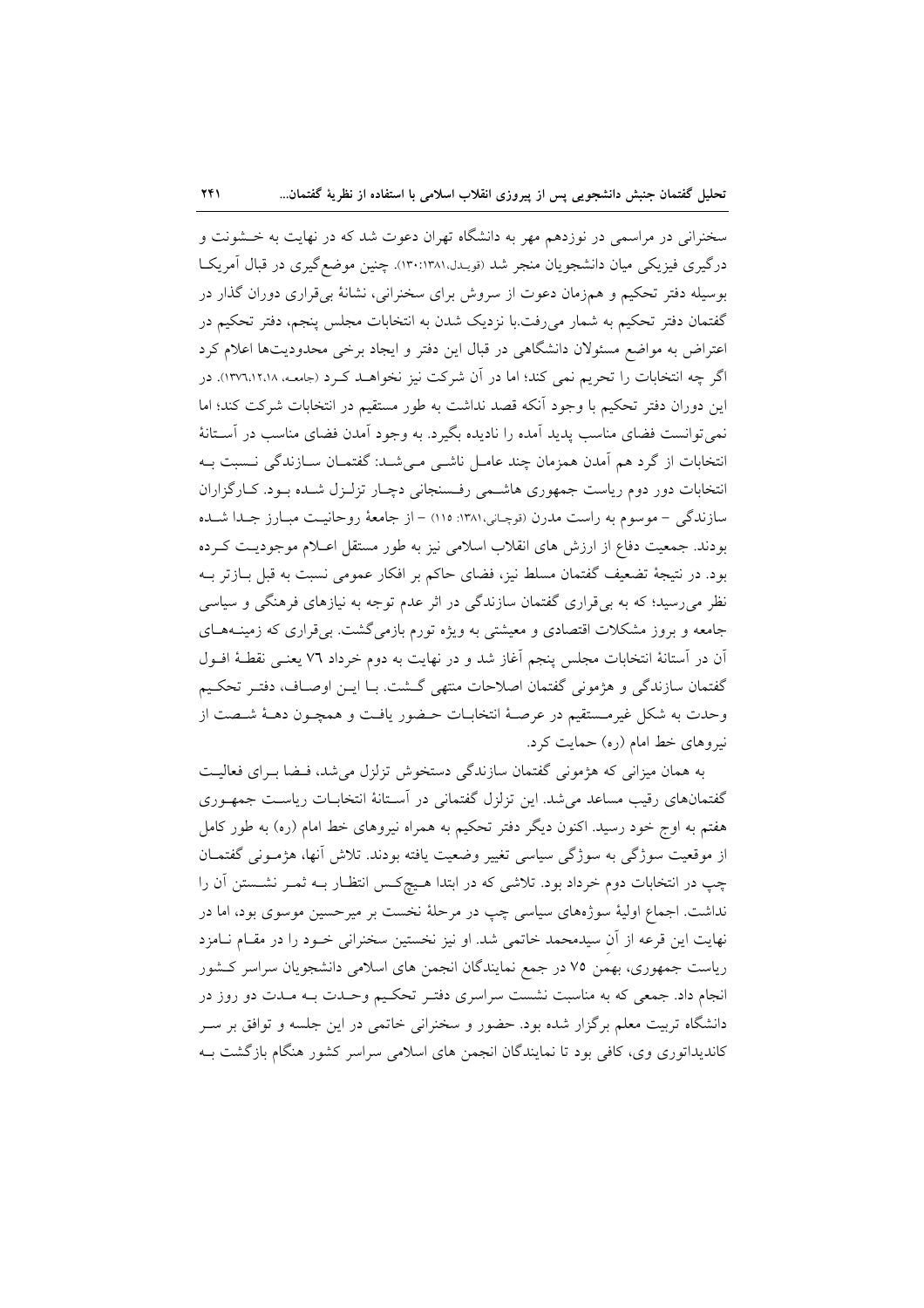سخنرانی در مراسمی در نوزدهم مهر به دانشگاه تهران دعوت شد که در نهایت به خشونت و درگیری فیزیکی میان دانشجویان منجر شد (قویدل،۱۳۸۱:۱۳۰). چنین موضع‌گیری در قبال آمریکا بوسیله دفتر تحکیم و همزمان دعوت از سروش برای سخنرانی، نشانهٔ بی‌قراری دوران گذار در گفتمان دفتر تحکیم به شمار می‌رفت.با نزدیک شدن به انتخابات مجلس پنجم، دفتر تحکیم در اعتراض به مواضع مسئولان دانشگاهی در قبال این دفتر و ایجاد برخی محدودیت‌ها اعلام کرد اگر چه انتخابات را تحریم نمی کند؛ اما در آن شرکت نیز نخواهد کرد (جامعه، ۱۳۷٦،۱۲،۱۸). در این دوران دفتر تحکیم با وجود آنکه قصد نداشت به طور مستقیم در انتخابات شرکت کند؛ اما نمی‌توانست فضای مناسب پدید آمده را نادیده بگیرد. به وجود آمدن فضای مناسب در آستانهٔ انتخابات از گرد هم آمدن همزمان چند عامل ناشی می‌شد: گفتمان سازندگی نسبت به انتخابات دور دوم ریاست جمهوری هاشمی رفسنجانی دچار تزلزل شده بود. کارگزاران سازندگی – موسوم به راست مدرن (قوچانی،۱۳۸۱: ۱۱۵) – از جامعهٔ روحانیت مبارز جدا شده بودند. جمعیت دفاع از ارزش های انقلاب اسلامی نیز به طور مستقل اعلام موجودیت کرده بود. در نتیجهٔ تضعیف گفتمان مسلط نیز، فضای حاکم بر افکار عمومی نسبت به قبل بازتر به نظر می‌رسید؛ که به بی‌قراری گفتمان سازندگی در اثر عدم توجه به نیازهای فرهنگی و سیاسی جامعه و بروز مشکلات اقتصادی و معیشتی به ویژه تورم بازمی‌گشت. بی‌قراری که زمینه‌های آن در آستانهٔ انتخابات مجلس پنجم آغاز شد و در نهایت به دوم خرداد ٧٦ یعنی نقطهٔ افول گفتمان سازندگی و هژمونی گفتمان اصلاحات منتهی گشت. با این اوصاف، دفتر تحکیم وحدت به شکل غیرمستقیم در عرصهٔ انتخابات حضور یافت و همچون دههٔ شصت از نیروهای خط امام (ره) حمایت کرد.

به همان میزانی که هژمونی گفتمان سازندگی دستخوش تزلزل می‌شد، فضا برای فعالیت گفتمان‌های رقیب مساعد می‌شد. این تزلزل گفتمانی در آستانهٔ انتخابات ریاست جمهوری هفتم به اوج خود رسید. اکنون دیگر دفتر تحکیم به همراه نیروهای خط امام (ره) به طور کامل از موقعیت سوژگی به سوژگی سیاسی تغییر وضعیت یافته بودند. تلاش آنها، هژمونی گفتمان چپ در انتخابات دوم خرداد بود. تلاشی که در ابتدا هیچ‌کس انتظار به ثمر نشستن آن را نداشت. اجماع اولیهٔ سوژه‌های سیاسی چپ در مرحلهٔ نخست بر میرحسین موسوی بود، اما در نهایت این قرعه از آنِ سیدمحمد خاتمی شد. او نیز نخستین سخنرانی خود را در مقام نامزد ریاست جمهوری، بهمن ٧٥ در جمع نمایندگان انجمن های اسلامی دانشجویان سراسر کشور انجام داد. جمعی که به مناسبت نشست سراسری دفتر تحکیم وحدت به مدت دو روز در دانشگاه تربیت معلم برگزار شده بود. حضور و سخنرانی خاتمی در این جلسه و توافق بر سر کاندیداتوری وی، کافی بود تا نمایندگان انجمن های اسلامی سراسر کشور هنگام بازگشت به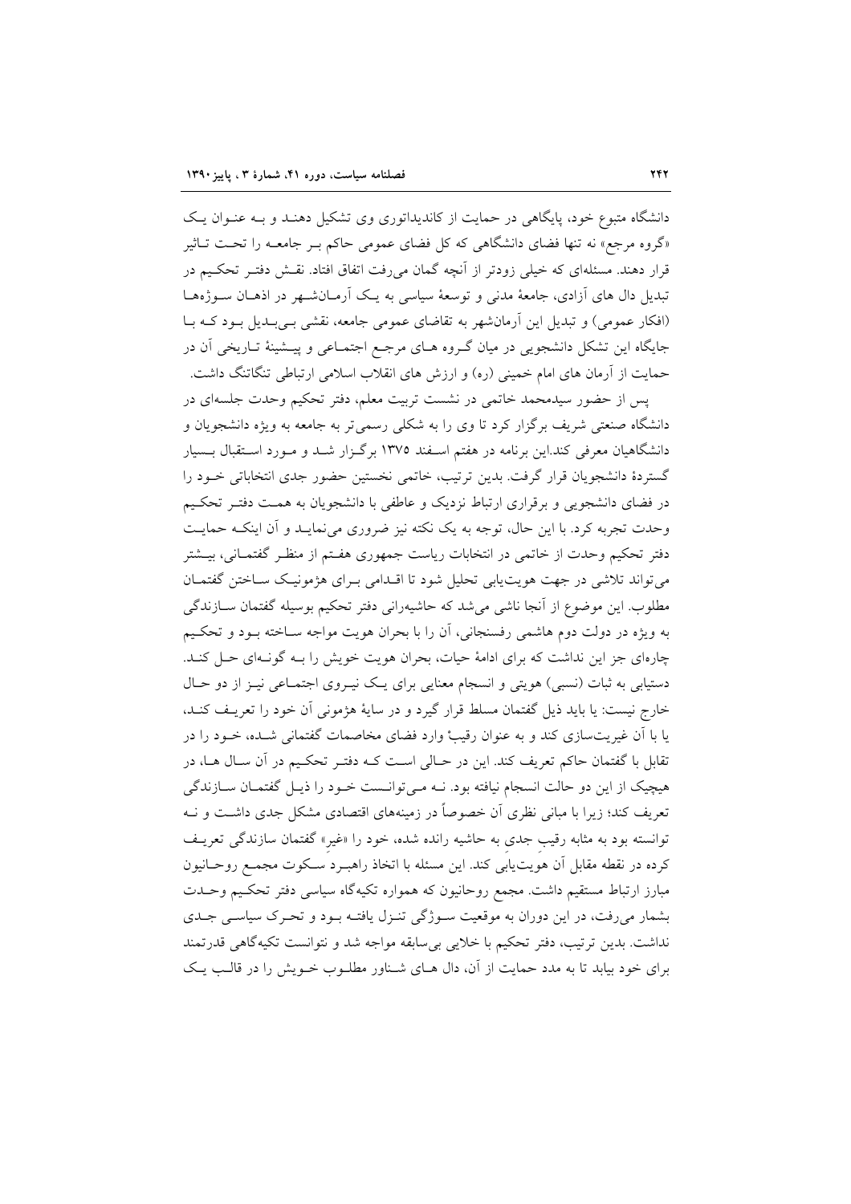دانشگاه متبوع خود، پایگاهی در حمایت از کاندیداتوری وی تشکیل دهند و به عنوان یک «گروه مرجع» نه تنها فضای دانشگاهی که کل فضای عمومی حاکم بر جامعه را تحت تاثیر قرار دهند. مسئله‌ای که خیلی زودتر از آنچه گمان می‌رفت اتفاق افتاد. نقش دفتر تحکیم در تبدیل دال های آزادی، جامعهٔ مدنی و توسعهٔ سیاسی به یک آرمان‌شهر در اذهان سوژه‌ها (افکار عمومی) و تبدیل این آرمان‌شهر به تقاضای عمومی جامعه، نقشی بی‌بدیل بود که با جایگاه این تشکل دانشجویی در میان گروه های مرجع اجتماعی و پیشینهٔ تاریخی آن در حمایت از آرمان های امام خمینی (ره) و ارزش های انقلاب اسلامی ارتباطی تنگاتنگ داشت.

پس از حضور سیدمحمد خاتمی در نشست تربیت معلم، دفتر تحکیم وحدت جلسه‌ای در دانشگاه صنعتی شریف برگزار کرد تا وی را به شکلی رسمی‌تر به جامعه به ویژه دانشجویان و دانشگاهیان معرفی کند.این برنامه در هفتم اسفند ۱۳۷۵ برگزار شد و مورد استقبال بسیار گستردهٔ دانشجویان قرار گرفت. بدین ترتیب، خاتمی نخستین حضور جدی انتخاباتی خود را در فضای دانشجویی و برقراری ارتباط نزدیک و عاطفی با دانشجویان به همت دفتر تحکیم وحدت تجربه کرد. با این حال، توجه به یک نکته نیز ضروری می‌نماید و آن اینکه حمایت دفتر تحکیم وحدت از خاتمی در انتخابات ریاست جمهوری هفتم از منظر گفتمانی، بیشتر می‌تواند تلاشی در جهت هویت‌یابی تحلیل شود تا اقدامی برای هژمونیک ساختن گفتمان مطلوب. این موضوع از آنجا ناشی می‌شد که حاشیه‌رانی دفتر تحکیم بوسیله گفتمان سازندگی به ویژه در دولت دوم هاشمی رفسنجانی، آن را با بحران هویت مواجه ساخته بود و تحکیم چاره‌ای جز این نداشت که برای ادامهٔ حیات، بحران هویت خویش را به گونه‌ای حل کند. دستیابی به ثبات (نسبی) هویتی و انسجام معنایی برای یک نیروی اجتماعی نیز از دو حال خارج نیست: یا باید ذیل گفتمان مسلط قرار گیرد و در سایهٔ هژمونی آن خود را تعریف کند، یا با آن غیریت‌سازی کند و به عنوان رقیب، وارد فضای مخاصمات گفتمانی شده، خود را در تقابل با گفتمان حاکم تعریف کند. این در حالی است که دفتر تحکیم در آن سال ها، در هیچیک از این دو حالت انسجام نیافته بود. نه می‌توانست خود را ذیل گفتمان سازندگی تعریف کند؛ زیرا با مبانی نظری آن خصوصاً در زمینه‌های اقتصادی مشکل جدی داشت و نه توانسته بود به مثابه رقیبِ جدی به حاشیه رانده شده، خود را «غیر» گفتمان سازندگی تعریف کرده در نقطه مقابل آن هویت‌یابی کند. این مسئله با اتخاذ راهبردِ سکوت مجمع روحانیون مبارز ارتباط مستقیم داشت. مجمع روحانیون که همواره تکیه‌گاه سیاسی دفتر تحکیم وحدت بشمار می‌رفت، در این دوران به موقعیت سوژگی تنزل یافته بود و تحرک سیاسی جدی نداشت. بدین ترتیب، دفتر تحکیم با خلایی بی‌سابقه مواجه شد و نتوانست تکیه‌گاهی قدرتمند برای خود بیابد تا به مدد حمایت از آن، دال های شناور مطلوب خویش را در قالب یک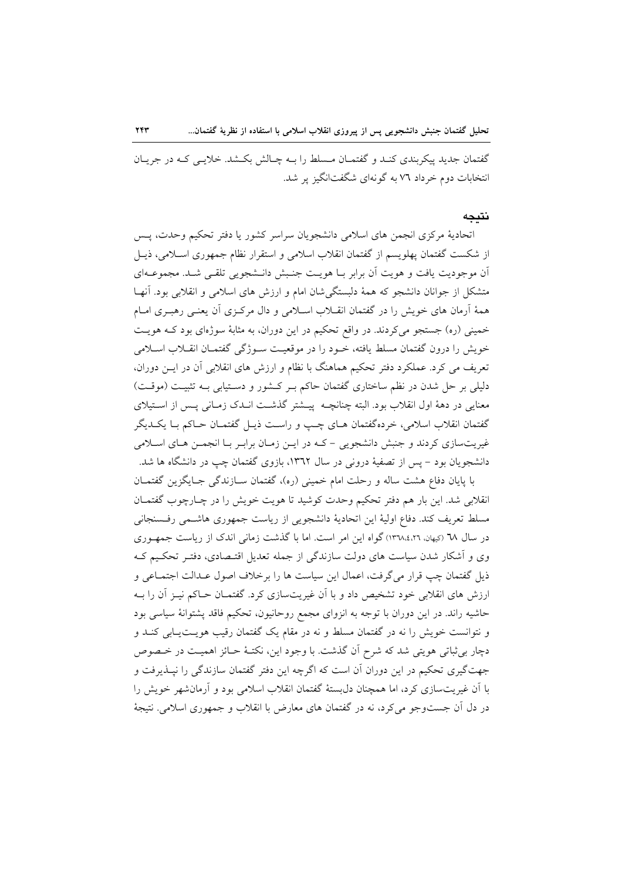گفتمان جدید پیکربندی کند و گفتمان مسلط را بـه چالش بکشد. خلایی کـه در جریان انتخابات دوم خرداد ٧٦ به گونه‌ای شگفت‌انگیز پر شد.

## نتیجه

اتحادیهٔ مرکزی انجمن های اسلامی دانشجویان سراسر کشور یا دفتر تحکیم وحدت، پس از شکست گفتمان پهلویسم از گفتمان انقلاب اسلامی و استقرار نظام جمهوری اسلامی، ذیل آن موجودیت یافت و هویت آن برابر بـا هویت جنبش دانشجویی تلقی شد. مجموعه‌ای متشکل از جوانان دانشجو که همهٔ دلبستگی‌شان امام و ارزش های اسلامی و انقلابی بود. آنها همهٔ آرمان های خویش را در گفتمان انقلاب اسلامی و دال مرکزی آن یعنی رهبری امام خمینی (ره) جستجو می‌کردند. در واقع تحکیم در این دوران، به مثابهٔ سوژه‌ای بود کـه هویت خویش را درون گفتمان مسلط یافته، خـود را در موقعیت سوژگی گفتمان انقلاب اسلامی تعریف می کرد. عملکرد دفتر تحکیم هماهنگ با نظام و ارزش های انقلابی آن در ایـن دوران، دلیلی بر حل شدن در نظم ساختاری گفتمان حاکم بـر کشور و دستیابی بـه تثبیت (موقت) معنایی در دههٔ اول انقلاب بود. البته چنانچه پیشتر گذشت اندک زمانی پس از استیلای گفتمان انقلاب اسلامی، خرده‌گفتمان هـای چـپ و راسـت ذیـل گفتمـان حـاکم بـا یکـدیگر غیریت‌سازی کردند و جنبش دانشجویی - کـه در ایـن زمـان برابـر بـا انجمـن هـای اسـلامی دانشجویان بود - پس از تصفیهٔ درونی در سال ١٣٦٢، بازوی گفتمان چپ در دانشگاه ها شد.

با پایان دفاع هشت ساله و رحلت امام خمینی (ره)، گفتمان سازندگی جایگزین گفتمان انقلابی شد. این بار هم دفتر تحکیم وحدت کوشید تا هویت خویش را در چارچوب گفتمان مسلط تعریف کند. دفاع اولیهٔ این اتحادیهٔ دانشجویی از ریاست جمهوری هاشمی رفسنجانی در سال ٦٨ (کیهان، ١٣٦٨،٤،٢٦) گواه این امر است. اما با گذشت زمانی اندک از ریاست جمهوری وی و آشکار شدن سیاست های دولت سازندگی از جمله تعدیل اقتصادی، دفتر تحکیم کـه ذیل گفتمان چپ قرار می‌گرفت، اعمال این سیاست ها را برخلاف اصول عدالت اجتماعی و ارزش های انقلابی خود تشخیص داد و با آن غیریت‌سازی کرد. گفتمان حاکم نیز آن را بـه حاشیه راند. در این دوران با توجه به انزوای مجمع روحانیون، تحکیم فاقد پشتوانهٔ سیاسی بود و نتوانست خویش را نه در گفتمان مسلط و نه در مقام یک گفتمان رقیب هویت‌یابی کند و دچار بی‌ثباتی هویتی شد که شرح آن گذشت. با وجود این، نکتهٔ حائز اهمیت در خصوص جهت‌گیری تحکیم در این دوران آن است که اگرچه این دفتر گفتمان سازندگی را نپذیرفت و با آن غیریت‌سازی کرد، اما همچنان دل‌بستهٔ گفتمان انقلاب اسلامی بود و آرمانشهر خویش را در دل آن جست‌وجو می‌کرد، نه در گفتمان های معارض با انقلاب و جمهوری اسلامی. نتیجهٔ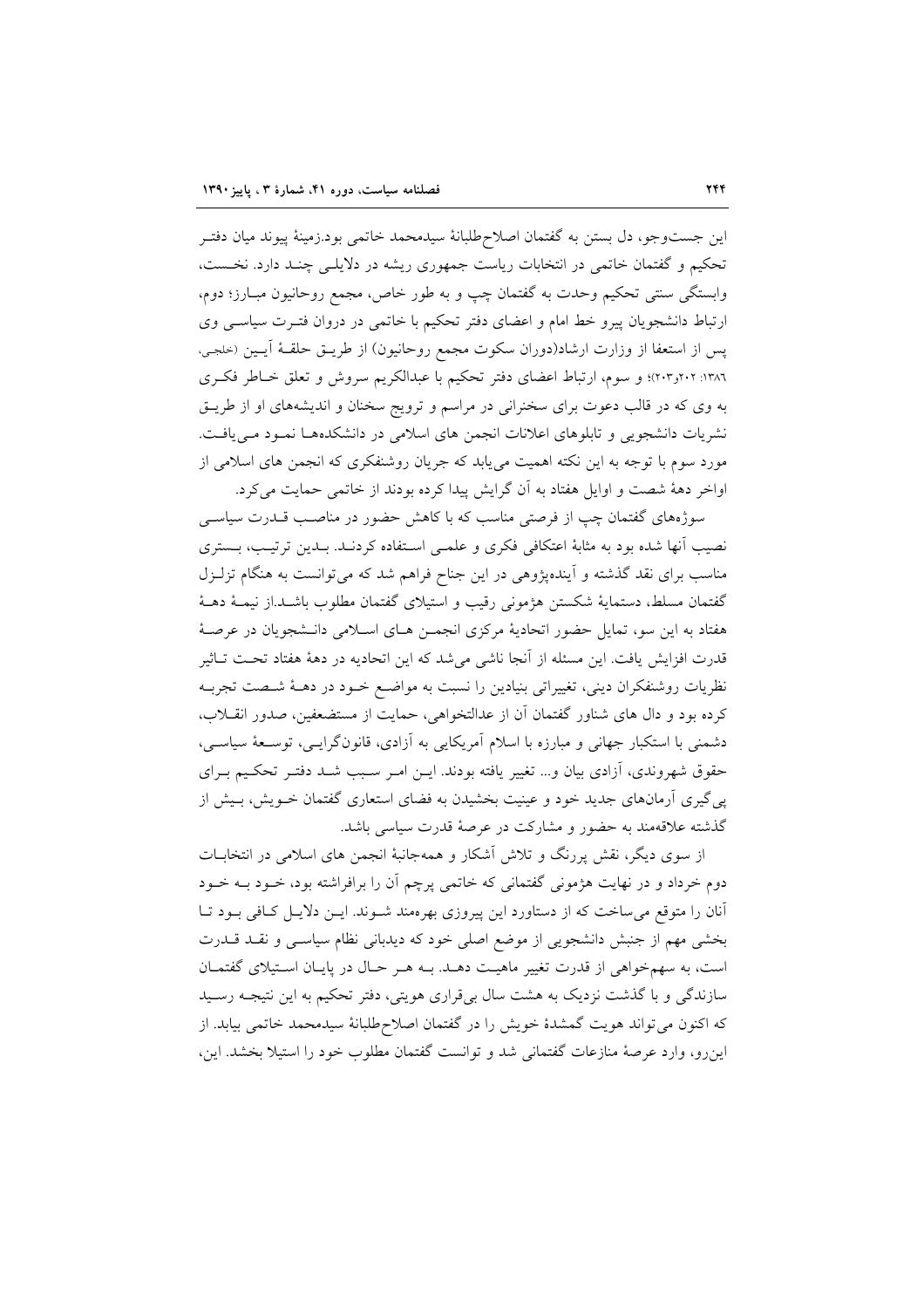این جست‌وجو، دل بستن به گفتمان اصلاح‌طلبانهٔ سیدمحمد خاتمی بود.زمینهٔ پیوند میان دفتر تحکیم و گفتمان خاتمی در انتخابات ریاست جمهوری ریشه در دلایلی چند دارد. نخست، وابستگی سنتی تحکیم وحدت به گفتمان چپ و به طور خاص، مجمع روحانیون مبارز؛ دوم، ارتباط دانشجویان پیرو خط امام و اعضای دفتر تحکیم با خاتمی در دروان فترت سیاسی وی پس از استعفا از وزارت ارشاد(دوران سکوت مجمع روحانیون) از طریق حلقهٔ آیین (خلجی، ۱۳۸۶: ۲۰۲و۲۰۳)؛ و سوم، ارتباط اعضای دفتر تحکیم با عبدالکریم سروش و تعلق خاطر فکری به وی که در قالب دعوت برای سخنرانی در مراسم و ترویج سخنان و اندیشه‌های او از طریق نشریات دانشجویی و تابلوهای اعلانات انجمن های اسلامی در دانشکده‌ها نمود می‌یافت. مورد سوم با توجه به این نکته اهمیت می‌یابد که جریان روشنفکری که انجمن های اسلامی از اواخر دههٔ شصت و اوایل هفتاد به آن گرایش پیدا کرده بودند از خاتمی حمایت می‌کرد.

سوژه‌های گفتمان چپ از فرصتی مناسب که با کاهش حضور در مناصب قدرت سیاسی نصیب آنها شده بود به مثابهٔ اعتکافی فکری و علمی استفاده کردند. بدین ترتیب، بستری مناسب برای نقد گذشته و آینده‌پژوهی در این جناح فراهم شد که می‌توانست به هنگام تزلزل گفتمان مسلط، دستمایهٔ شکستن هژمونی رقیب و استیلای گفتمان مطلوب باشد.از نیمهٔ دههٔ هفتاد به این سو، تمایل حضور اتحادیهٔ مرکزی انجمن های اسلامی دانشجویان در عرصهٔ قدرت افزایش یافت. این مسئله از آنجا ناشی می‌شد که این اتحادیه در دههٔ هفتاد تحت تاثیر نظریات روشنفکران دینی، تغییراتی بنیادین را نسبت به مواضع خود در دههٔ شصت تجربه کرده بود و دال های شناور گفتمان آن از عدالتخواهی، حمایت از مستضعفین، صدور انقلاب، دشمنی با استکبار جهانی و مبارزه با اسلام آمریکایی به آزادی، قانون‌گرایی، توسعهٔ سیاسی، حقوق شهروندی، آزادی بیان و... تغییر یافته بودند. این امر سبب شد دفتر تحکیم برای پی‌گیری آرمان‌های جدید خود و عینیت بخشیدن به فضای استعاری گفتمان خویش، بیش از گذشته علاقه‌مند به حضور و مشارکت در عرصهٔ قدرت سیاسی باشد.

از سوی دیگر، نقش پررنگ و تلاش آشکار و همه‌جانبهٔ انجمن های اسلامی در انتخابات دوم خرداد و در نهایت هژمونی گفتمانی که خاتمی پرچم آن را برافراشته بود، خود به خود آنان را متوقع می‌ساخت که از دستاورد این پیروزی بهره‌مند شوند. این دلایل کافی بود تا بخشی مهم از جنبش دانشجویی از موضع اصلی خود که دیدبانی نظام سیاسی و نقد قدرت است، به سهم‌خواهی از قدرت تغییر ماهیت دهد. به هر حال در پایان استیلای گفتمان سازندگی و با گذشت نزدیک به هشت سال بی‌قراری هویتی، دفتر تحکیم به این نتیجه رسید که اکنون می‌تواند هویت گمشدهٔ خویش را در گفتمان اصلاح‌طلبانهٔ سیدمحمد خاتمی بیابد. از این‌رو، وارد عرصهٔ منازعات گفتمانی شد و توانست گفتمان مطلوب خود را استیلا بخشد. این،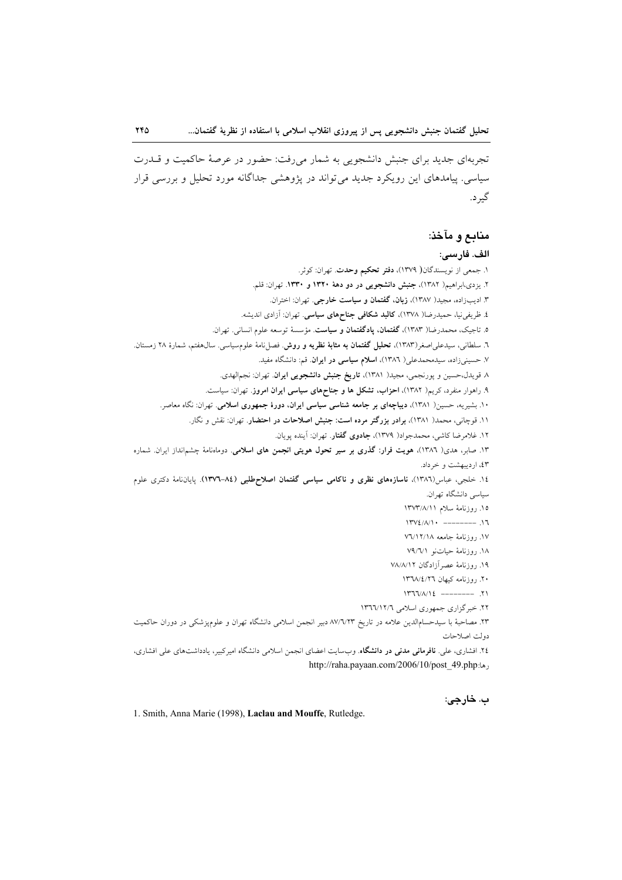تجربه‌ای جدید برای جنبش دانشجویی به شمار می‌رفت: حضور در عرصهٔ حاکمیت و قدرت سیاسی. پیامدهای این رویکرد جدید می‌تواند در پژوهشی جداگانه مورد تحلیل و بررسی قرار گیرد.

## منابع و مآخذ:

### الف. فارسی:

۱. جمعی از نویسندگان( ۱۳۷۹)، **دفتر تحکیم وحدت**. تهران: کوثر.

۲. یزدی،ابراهیم( ۱۳۸۲)، **جنبش دانشجویی در دو دههٔ ۱۳۲۰ و ۱۳۳۰**. تهران: قلم.

۳. ادیب‌زاده، مجید( ۱۳۸۷)، **زبان، گفتمان و سیاست خارجی**. تهران: اختران.

٤. ظریفی‌نیا، حمیدرضا( ۱۳۷۸)، **کالبد شکافی جناح‌های سیاسی**. تهران: آزادی اندیشه.

٥. تاجیک، محمدرضا( ۱۳۸۳)، **گفتمان، پادگفتمان و سیاست**. مؤسسهٔ توسعه علوم انسانی. تهران.

٦. سلطانی، سیدعلی‌اصغر(۱۳۸۳)، **تحلیل گفتمان به مثابهٔ نظریه و روش**. فصل‌نامهٔ علوم‌سیاسی. سال‌هفتم، شمارهٔ ۲۸ زمستان.

۷. حسینی‌زاده، سیدمحمدعلی( ۱۳۸٦)، **اسلام سیاسی در ایران**. قم: دانشگاه مفید.

۸. قویدل،حسین و پورنجمی، مجید( ۱۳۸۱)، **تاریخ جنبش دانشجویی ایران**. تهران: نجم‌الهدی.

۹. راهوار منفرد، کریم( ۱۳۸۲)، **احزاب، تشکل ها و جناح‌های سیاسی ایران امروز**. تهران: سیاست.

۱۰. بشیریه، حسین( ۱۳۸۱)، **دیباچه‌ای بر جامعه شناسی سیاسی ایران، دورهٔ جمهوری اسلامی**. تهران: نگاه معاصر.

۱۱. قوچانی، محمد( ۱۳۸۱)، **برادر بزرگتر مرده است: جنبش اصلاحات در احتضار**. تهران: نقش و نگار.

۱۲. غلامرضا کاشی، محمدجواد( ۱۳۷۹)، **جادوی گفتار**. تهران: آینده پویان.

۱۳. صابر، هدی( ۱۳۸٦)، **هویت فرار: گذری بر سیر تحول هویتی انجمن های اسلامی**. دوماه‌نامهٔ چشم‌انداز ایران. شماره ٤۳، اردیبهشت و خرداد.

١٤. خلجی، عباس(۱۳۸٦)، **ناسازه‌های نظری و ناکامی سیاسی گفتمان اصلاح‌طلبی (٨٤-١٣٧٦)**. پایان‌نامهٔ دکتری علوم سیاسی دانشگاه تهران.

۱٥. روزنامهٔ سلام ۱۳۷۳/۸/۱۱

۱٦. -------- ۱۳۷٤/۸/۱۰

۱۷. روزنامهٔ جامعه ۷٦/۱۲/۱۸

۱۸. روزنامهٔ حیات‌نو ۷۹/٦/۱

۱۹. روزنامهٔ عصرآزادگان ۷۸/۸/۱۲

۲۰. روزنامه کیهان ۱۳٦۸/٤/۲٦

۲۱. -------- ۱۳٦٦/۸/١٤

۲۲. خبرگزاری جمهوری اسلامی ۱۳٦٦/۱۲/٦

۲۳. مصاحبهٔ با سیدحسام‌الدین علامه در تاریخ ۸۷/٦/۲۳ دبیر انجمن اسلامی دانشگاه تهران و علوم‌پزشکی در دوران حاکمیت دولت اصلاحات

۲٤. افشاری، علی. **نافرمانی مدنی در دانشگاه**. وب‌سایت اعضای انجمن اسلامی دانشگاه امیرکبیر، یادداشت‌های علی افشاری، رها:http://raha.payaan.com/2006/10/post_49.php

### ب. خارجی:

1. Smith, Anna Marie (1998), **Laclau and Mouffe**, Rutledge.